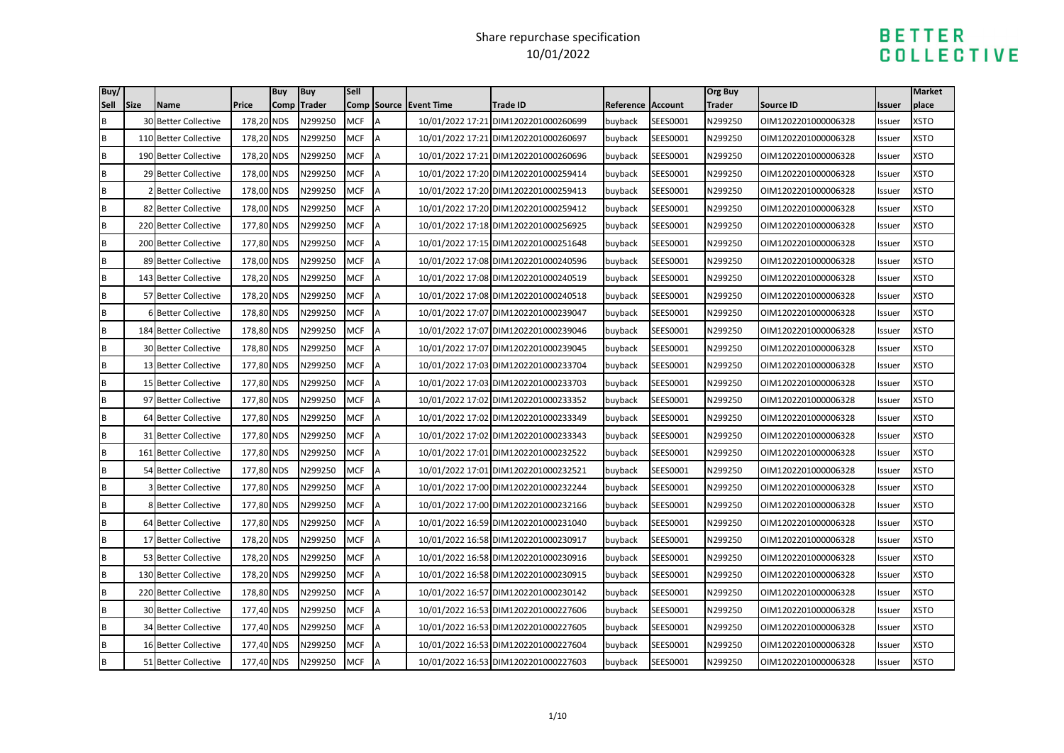# Share repurchase specification
10/01/2022

BETTER COLLECTIVE

| Buy/ Sell | Size | Name | Price | Buy Comp | Buy Trader | Sell Comp | Source | Event Time | Trade ID | Reference | Account | Org Buy Trader | Source ID | Issuer | Market place |
|---|---|---|---|---|---|---|---|---|---|---|---|---|---|---|---|
| B | 30 | Better Collective | 178,20 | NDS | N299250 | MCF | A | 10/01/2022 17:21 | DIM1202201000260699 | buyback | SEES0001 | N299250 | OIM1202201000006328 | Issuer | XSTO |
| B | 110 | Better Collective | 178,20 | NDS | N299250 | MCF | A | 10/01/2022 17:21 | DIM1202201000260697 | buyback | SEES0001 | N299250 | OIM1202201000006328 | Issuer | XSTO |
| B | 190 | Better Collective | 178,20 | NDS | N299250 | MCF | A | 10/01/2022 17:21 | DIM1202201000260696 | buyback | SEES0001 | N299250 | OIM1202201000006328 | Issuer | XSTO |
| B | 29 | Better Collective | 178,00 | NDS | N299250 | MCF | A | 10/01/2022 17:20 | DIM1202201000259414 | buyback | SEES0001 | N299250 | OIM1202201000006328 | Issuer | XSTO |
| B | 2 | Better Collective | 178,00 | NDS | N299250 | MCF | A | 10/01/2022 17:20 | DIM1202201000259413 | buyback | SEES0001 | N299250 | OIM1202201000006328 | Issuer | XSTO |
| B | 82 | Better Collective | 178,00 | NDS | N299250 | MCF | A | 10/01/2022 17:20 | DIM1202201000259412 | buyback | SEES0001 | N299250 | OIM1202201000006328 | Issuer | XSTO |
| B | 220 | Better Collective | 177,80 | NDS | N299250 | MCF | A | 10/01/2022 17:18 | DIM1202201000256925 | buyback | SEES0001 | N299250 | OIM1202201000006328 | Issuer | XSTO |
| B | 200 | Better Collective | 177,80 | NDS | N299250 | MCF | A | 10/01/2022 17:15 | DIM1202201000251648 | buyback | SEES0001 | N299250 | OIM1202201000006328 | Issuer | XSTO |
| B | 89 | Better Collective | 178,00 | NDS | N299250 | MCF | A | 10/01/2022 17:08 | DIM1202201000240596 | buyback | SEES0001 | N299250 | OIM1202201000006328 | Issuer | XSTO |
| B | 143 | Better Collective | 178,20 | NDS | N299250 | MCF | A | 10/01/2022 17:08 | DIM1202201000240519 | buyback | SEES0001 | N299250 | OIM1202201000006328 | Issuer | XSTO |
| B | 57 | Better Collective | 178,20 | NDS | N299250 | MCF | A | 10/01/2022 17:08 | DIM1202201000240518 | buyback | SEES0001 | N299250 | OIM1202201000006328 | Issuer | XSTO |
| B | 6 | Better Collective | 178,80 | NDS | N299250 | MCF | A | 10/01/2022 17:07 | DIM1202201000239047 | buyback | SEES0001 | N299250 | OIM1202201000006328 | Issuer | XSTO |
| B | 184 | Better Collective | 178,80 | NDS | N299250 | MCF | A | 10/01/2022 17:07 | DIM1202201000239046 | buyback | SEES0001 | N299250 | OIM1202201000006328 | Issuer | XSTO |
| B | 30 | Better Collective | 178,80 | NDS | N299250 | MCF | A | 10/01/2022 17:07 | DIM1202201000239045 | buyback | SEES0001 | N299250 | OIM1202201000006328 | Issuer | XSTO |
| B | 13 | Better Collective | 177,80 | NDS | N299250 | MCF | A | 10/01/2022 17:03 | DIM1202201000233704 | buyback | SEES0001 | N299250 | OIM1202201000006328 | Issuer | XSTO |
| B | 15 | Better Collective | 177,80 | NDS | N299250 | MCF | A | 10/01/2022 17:03 | DIM1202201000233703 | buyback | SEES0001 | N299250 | OIM1202201000006328 | Issuer | XSTO |
| B | 97 | Better Collective | 177,80 | NDS | N299250 | MCF | A | 10/01/2022 17:02 | DIM1202201000233352 | buyback | SEES0001 | N299250 | OIM1202201000006328 | Issuer | XSTO |
| B | 64 | Better Collective | 177,80 | NDS | N299250 | MCF | A | 10/01/2022 17:02 | DIM1202201000233349 | buyback | SEES0001 | N299250 | OIM1202201000006328 | Issuer | XSTO |
| B | 31 | Better Collective | 177,80 | NDS | N299250 | MCF | A | 10/01/2022 17:02 | DIM1202201000233343 | buyback | SEES0001 | N299250 | OIM1202201000006328 | Issuer | XSTO |
| B | 161 | Better Collective | 177,80 | NDS | N299250 | MCF | A | 10/01/2022 17:01 | DIM1202201000232522 | buyback | SEES0001 | N299250 | OIM1202201000006328 | Issuer | XSTO |
| B | 54 | Better Collective | 177,80 | NDS | N299250 | MCF | A | 10/01/2022 17:01 | DIM1202201000232521 | buyback | SEES0001 | N299250 | OIM1202201000006328 | Issuer | XSTO |
| B | 3 | Better Collective | 177,80 | NDS | N299250 | MCF | A | 10/01/2022 17:00 | DIM1202201000232244 | buyback | SEES0001 | N299250 | OIM1202201000006328 | Issuer | XSTO |
| B | 8 | Better Collective | 177,80 | NDS | N299250 | MCF | A | 10/01/2022 17:00 | DIM1202201000232166 | buyback | SEES0001 | N299250 | OIM1202201000006328 | Issuer | XSTO |
| B | 64 | Better Collective | 177,80 | NDS | N299250 | MCF | A | 10/01/2022 16:59 | DIM1202201000231040 | buyback | SEES0001 | N299250 | OIM1202201000006328 | Issuer | XSTO |
| B | 17 | Better Collective | 178,20 | NDS | N299250 | MCF | A | 10/01/2022 16:58 | DIM1202201000230917 | buyback | SEES0001 | N299250 | OIM1202201000006328 | Issuer | XSTO |
| B | 53 | Better Collective | 178,20 | NDS | N299250 | MCF | A | 10/01/2022 16:58 | DIM1202201000230916 | buyback | SEES0001 | N299250 | OIM1202201000006328 | Issuer | XSTO |
| B | 130 | Better Collective | 178,20 | NDS | N299250 | MCF | A | 10/01/2022 16:58 | DIM1202201000230915 | buyback | SEES0001 | N299250 | OIM1202201000006328 | Issuer | XSTO |
| B | 220 | Better Collective | 178,80 | NDS | N299250 | MCF | A | 10/01/2022 16:57 | DIM1202201000230142 | buyback | SEES0001 | N299250 | OIM1202201000006328 | Issuer | XSTO |
| B | 30 | Better Collective | 177,40 | NDS | N299250 | MCF | A | 10/01/2022 16:53 | DIM1202201000227606 | buyback | SEES0001 | N299250 | OIM1202201000006328 | Issuer | XSTO |
| B | 34 | Better Collective | 177,40 | NDS | N299250 | MCF | A | 10/01/2022 16:53 | DIM1202201000227605 | buyback | SEES0001 | N299250 | OIM1202201000006328 | Issuer | XSTO |
| B | 16 | Better Collective | 177,40 | NDS | N299250 | MCF | A | 10/01/2022 16:53 | DIM1202201000227604 | buyback | SEES0001 | N299250 | OIM1202201000006328 | Issuer | XSTO |
| B | 51 | Better Collective | 177,40 | NDS | N299250 | MCF | A | 10/01/2022 16:53 | DIM1202201000227603 | buyback | SEES0001 | N299250 | OIM1202201000006328 | Issuer | XSTO |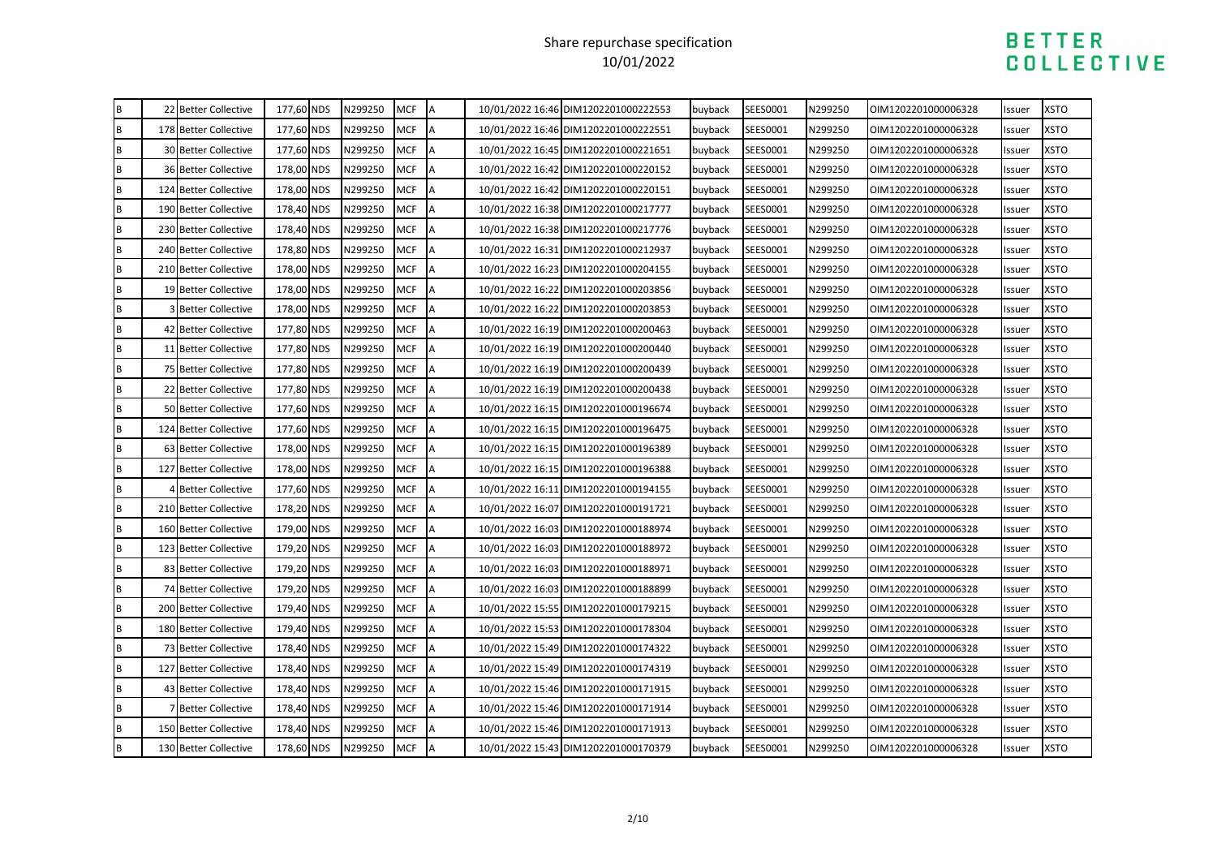| | | | | | | | | | | | | | | | |
|---|---|---|---|---|---|---|---|---|---|---|---|---|---|---|---|
| B | 22 | Better Collective | 177,60 | NDS | N299250 | MCF | A | 10/01/2022 16:46 | DIM1202201000222553 | buyback | SEES0001 | N299250 | OIM1202201000006328 | Issuer | XSTO |
| B | 178 | Better Collective | 177,60 | NDS | N299250 | MCF | A | 10/01/2022 16:46 | DIM1202201000222551 | buyback | SEES0001 | N299250 | OIM1202201000006328 | Issuer | XSTO |
| B | 30 | Better Collective | 177,60 | NDS | N299250 | MCF | A | 10/01/2022 16:45 | DIM1202201000221651 | buyback | SEES0001 | N299250 | OIM1202201000006328 | Issuer | XSTO |
| B | 36 | Better Collective | 178,00 | NDS | N299250 | MCF | A | 10/01/2022 16:42 | DIM1202201000220152 | buyback | SEES0001 | N299250 | OIM1202201000006328 | Issuer | XSTO |
| B | 124 | Better Collective | 178,00 | NDS | N299250 | MCF | A | 10/01/2022 16:42 | DIM1202201000220151 | buyback | SEES0001 | N299250 | OIM1202201000006328 | Issuer | XSTO |
| B | 190 | Better Collective | 178,40 | NDS | N299250 | MCF | A | 10/01/2022 16:38 | DIM1202201000217777 | buyback | SEES0001 | N299250 | OIM1202201000006328 | Issuer | XSTO |
| B | 230 | Better Collective | 178,40 | NDS | N299250 | MCF | A | 10/01/2022 16:38 | DIM1202201000217776 | buyback | SEES0001 | N299250 | OIM1202201000006328 | Issuer | XSTO |
| B | 240 | Better Collective | 178,80 | NDS | N299250 | MCF | A | 10/01/2022 16:31 | DIM1202201000212937 | buyback | SEES0001 | N299250 | OIM1202201000006328 | Issuer | XSTO |
| B | 210 | Better Collective | 178,00 | NDS | N299250 | MCF | A | 10/01/2022 16:23 | DIM1202201000204155 | buyback | SEES0001 | N299250 | OIM1202201000006328 | Issuer | XSTO |
| B | 19 | Better Collective | 178,00 | NDS | N299250 | MCF | A | 10/01/2022 16:22 | DIM1202201000203856 | buyback | SEES0001 | N299250 | OIM1202201000006328 | Issuer | XSTO |
| B | 3 | Better Collective | 178,00 | NDS | N299250 | MCF | A | 10/01/2022 16:22 | DIM1202201000203853 | buyback | SEES0001 | N299250 | OIM1202201000006328 | Issuer | XSTO |
| B | 42 | Better Collective | 177,80 | NDS | N299250 | MCF | A | 10/01/2022 16:19 | DIM1202201000200463 | buyback | SEES0001 | N299250 | OIM1202201000006328 | Issuer | XSTO |
| B | 11 | Better Collective | 177,80 | NDS | N299250 | MCF | A | 10/01/2022 16:19 | DIM1202201000200440 | buyback | SEES0001 | N299250 | OIM1202201000006328 | Issuer | XSTO |
| B | 75 | Better Collective | 177,80 | NDS | N299250 | MCF | A | 10/01/2022 16:19 | DIM1202201000200439 | buyback | SEES0001 | N299250 | OIM1202201000006328 | Issuer | XSTO |
| B | 22 | Better Collective | 177,80 | NDS | N299250 | MCF | A | 10/01/2022 16:19 | DIM1202201000200438 | buyback | SEES0001 | N299250 | OIM1202201000006328 | Issuer | XSTO |
| B | 50 | Better Collective | 177,60 | NDS | N299250 | MCF | A | 10/01/2022 16:15 | DIM1202201000196674 | buyback | SEES0001 | N299250 | OIM1202201000006328 | Issuer | XSTO |
| B | 124 | Better Collective | 177,60 | NDS | N299250 | MCF | A | 10/01/2022 16:15 | DIM1202201000196475 | buyback | SEES0001 | N299250 | OIM1202201000006328 | Issuer | XSTO |
| B | 63 | Better Collective | 178,00 | NDS | N299250 | MCF | A | 10/01/2022 16:15 | DIM1202201000196389 | buyback | SEES0001 | N299250 | OIM1202201000006328 | Issuer | XSTO |
| B | 127 | Better Collective | 178,00 | NDS | N299250 | MCF | A | 10/01/2022 16:15 | DIM1202201000196388 | buyback | SEES0001 | N299250 | OIM1202201000006328 | Issuer | XSTO |
| B | 4 | Better Collective | 177,60 | NDS | N299250 | MCF | A | 10/01/2022 16:11 | DIM1202201000194155 | buyback | SEES0001 | N299250 | OIM1202201000006328 | Issuer | XSTO |
| B | 210 | Better Collective | 178,20 | NDS | N299250 | MCF | A | 10/01/2022 16:07 | DIM1202201000191721 | buyback | SEES0001 | N299250 | OIM1202201000006328 | Issuer | XSTO |
| B | 160 | Better Collective | 179,00 | NDS | N299250 | MCF | A | 10/01/2022 16:03 | DIM1202201000188974 | buyback | SEES0001 | N299250 | OIM1202201000006328 | Issuer | XSTO |
| B | 123 | Better Collective | 179,20 | NDS | N299250 | MCF | A | 10/01/2022 16:03 | DIM1202201000188972 | buyback | SEES0001 | N299250 | OIM1202201000006328 | Issuer | XSTO |
| B | 83 | Better Collective | 179,20 | NDS | N299250 | MCF | A | 10/01/2022 16:03 | DIM1202201000188971 | buyback | SEES0001 | N299250 | OIM1202201000006328 | Issuer | XSTO |
| B | 74 | Better Collective | 179,20 | NDS | N299250 | MCF | A | 10/01/2022 16:03 | DIM1202201000188899 | buyback | SEES0001 | N299250 | OIM1202201000006328 | Issuer | XSTO |
| B | 200 | Better Collective | 179,40 | NDS | N299250 | MCF | A | 10/01/2022 15:55 | DIM1202201000179215 | buyback | SEES0001 | N299250 | OIM1202201000006328 | Issuer | XSTO |
| B | 180 | Better Collective | 179,40 | NDS | N299250 | MCF | A | 10/01/2022 15:53 | DIM1202201000178304 | buyback | SEES0001 | N299250 | OIM1202201000006328 | Issuer | XSTO |
| B | 73 | Better Collective | 178,40 | NDS | N299250 | MCF | A | 10/01/2022 15:49 | DIM1202201000174322 | buyback | SEES0001 | N299250 | OIM1202201000006328 | Issuer | XSTO |
| B | 127 | Better Collective | 178,40 | NDS | N299250 | MCF | A | 10/01/2022 15:49 | DIM1202201000174319 | buyback | SEES0001 | N299250 | OIM1202201000006328 | Issuer | XSTO |
| B | 43 | Better Collective | 178,40 | NDS | N299250 | MCF | A | 10/01/2022 15:46 | DIM1202201000171915 | buyback | SEES0001 | N299250 | OIM1202201000006328 | Issuer | XSTO |
| B | 7 | Better Collective | 178,40 | NDS | N299250 | MCF | A | 10/01/2022 15:46 | DIM1202201000171914 | buyback | SEES0001 | N299250 | OIM1202201000006328 | Issuer | XSTO |
| B | 150 | Better Collective | 178,40 | NDS | N299250 | MCF | A | 10/01/2022 15:46 | DIM1202201000171913 | buyback | SEES0001 | N299250 | OIM1202201000006328 | Issuer | XSTO |
| B | 130 | Better Collective | 178,60 | NDS | N299250 | MCF | A | 10/01/2022 15:43 | DIM1202201000170379 | buyback | SEES0001 | N299250 | OIM1202201000006328 | Issuer | XSTO |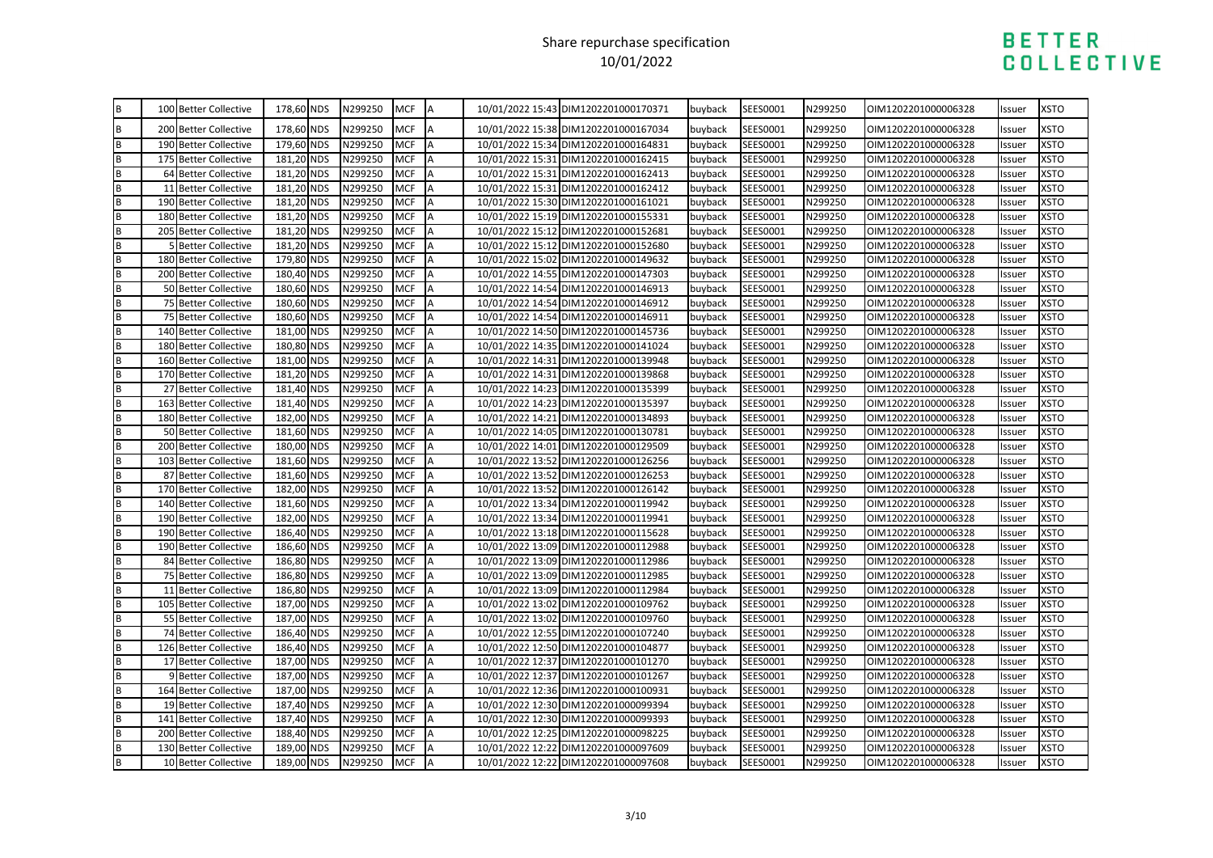# Share repurchase specification

10/01/2022

| | | | | | | | | | | | | | | | | |
|---|---|---|---|---|---|---|---|---|---|---|---|---|---|---|---|---|
| B | 100 | Better Collective | 178,60 | NDS | N299250 | MCF | A | | 10/01/2022 15:43 | DIM1202201000170371 | buyback | SEES0001 | N299250 | OIM1202201000006328 | Issuer | XSTO |
| B | 200 | Better Collective | 178,60 | NDS | N299250 | MCF | A | | 10/01/2022 15:38 | DIM1202201000167034 | buyback | SEES0001 | N299250 | OIM1202201000006328 | Issuer | XSTO |
| B | 190 | Better Collective | 179,60 | NDS | N299250 | MCF | A | | 10/01/2022 15:34 | DIM1202201000164831 | buyback | SEES0001 | N299250 | OIM1202201000006328 | Issuer | XSTO |
| B | 175 | Better Collective | 181,20 | NDS | N299250 | MCF | A | | 10/01/2022 15:31 | DIM1202201000162415 | buyback | SEES0001 | N299250 | OIM1202201000006328 | Issuer | XSTO |
| B | 64 | Better Collective | 181,20 | NDS | N299250 | MCF | A | | 10/01/2022 15:31 | DIM1202201000162413 | buyback | SEES0001 | N299250 | OIM1202201000006328 | Issuer | XSTO |
| B | 11 | Better Collective | 181,20 | NDS | N299250 | MCF | A | | 10/01/2022 15:31 | DIM1202201000162412 | buyback | SEES0001 | N299250 | OIM1202201000006328 | Issuer | XSTO |
| B | 190 | Better Collective | 181,20 | NDS | N299250 | MCF | A | | 10/01/2022 15:30 | DIM1202201000161021 | buyback | SEES0001 | N299250 | OIM1202201000006328 | Issuer | XSTO |
| B | 180 | Better Collective | 181,20 | NDS | N299250 | MCF | A | | 10/01/2022 15:19 | DIM1202201000155331 | buyback | SEES0001 | N299250 | OIM1202201000006328 | Issuer | XSTO |
| B | 205 | Better Collective | 181,20 | NDS | N299250 | MCF | A | | 10/01/2022 15:12 | DIM1202201000152681 | buyback | SEES0001 | N299250 | OIM1202201000006328 | Issuer | XSTO |
| B | 5 | Better Collective | 181,20 | NDS | N299250 | MCF | A | | 10/01/2022 15:12 | DIM1202201000152680 | buyback | SEES0001 | N299250 | OIM1202201000006328 | Issuer | XSTO |
| B | 180 | Better Collective | 179,80 | NDS | N299250 | MCF | A | | 10/01/2022 15:02 | DIM1202201000149632 | buyback | SEES0001 | N299250 | OIM1202201000006328 | Issuer | XSTO |
| B | 200 | Better Collective | 180,40 | NDS | N299250 | MCF | A | | 10/01/2022 14:55 | DIM1202201000147303 | buyback | SEES0001 | N299250 | OIM1202201000006328 | Issuer | XSTO |
| B | 50 | Better Collective | 180,60 | NDS | N299250 | MCF | A | | 10/01/2022 14:54 | DIM1202201000146913 | buyback | SEES0001 | N299250 | OIM1202201000006328 | Issuer | XSTO |
| B | 75 | Better Collective | 180,60 | NDS | N299250 | MCF | A | | 10/01/2022 14:54 | DIM1202201000146912 | buyback | SEES0001 | N299250 | OIM1202201000006328 | Issuer | XSTO |
| B | 75 | Better Collective | 180,60 | NDS | N299250 | MCF | A | | 10/01/2022 14:54 | DIM1202201000146911 | buyback | SEES0001 | N299250 | OIM1202201000006328 | Issuer | XSTO |
| B | 140 | Better Collective | 181,00 | NDS | N299250 | MCF | A | | 10/01/2022 14:50 | DIM1202201000145736 | buyback | SEES0001 | N299250 | OIM1202201000006328 | Issuer | XSTO |
| B | 180 | Better Collective | 180,80 | NDS | N299250 | MCF | A | | 10/01/2022 14:35 | DIM1202201000141024 | buyback | SEES0001 | N299250 | OIM1202201000006328 | Issuer | XSTO |
| B | 160 | Better Collective | 181,00 | NDS | N299250 | MCF | A | | 10/01/2022 14:31 | DIM1202201000139948 | buyback | SEES0001 | N299250 | OIM1202201000006328 | Issuer | XSTO |
| B | 170 | Better Collective | 181,20 | NDS | N299250 | MCF | A | | 10/01/2022 14:31 | DIM1202201000139868 | buyback | SEES0001 | N299250 | OIM1202201000006328 | Issuer | XSTO |
| B | 27 | Better Collective | 181,40 | NDS | N299250 | MCF | A | | 10/01/2022 14:23 | DIM1202201000135399 | buyback | SEES0001 | N299250 | OIM1202201000006328 | Issuer | XSTO |
| B | 163 | Better Collective | 181,40 | NDS | N299250 | MCF | A | | 10/01/2022 14:23 | DIM1202201000135397 | buyback | SEES0001 | N299250 | OIM1202201000006328 | Issuer | XSTO |
| B | 180 | Better Collective | 182,00 | NDS | N299250 | MCF | A | | 10/01/2022 14:21 | DIM1202201000134893 | buyback | SEES0001 | N299250 | OIM1202201000006328 | Issuer | XSTO |
| B | 50 | Better Collective | 181,60 | NDS | N299250 | MCF | A | | 10/01/2022 14:05 | DIM1202201000130781 | buyback | SEES0001 | N299250 | OIM1202201000006328 | Issuer | XSTO |
| B | 200 | Better Collective | 180,00 | NDS | N299250 | MCF | A | | 10/01/2022 14:01 | DIM1202201000129509 | buyback | SEES0001 | N299250 | OIM1202201000006328 | Issuer | XSTO |
| B | 103 | Better Collective | 181,60 | NDS | N299250 | MCF | A | | 10/01/2022 13:52 | DIM1202201000126256 | buyback | SEES0001 | N299250 | OIM1202201000006328 | Issuer | XSTO |
| B | 87 | Better Collective | 181,60 | NDS | N299250 | MCF | A | | 10/01/2022 13:52 | DIM1202201000126253 | buyback | SEES0001 | N299250 | OIM1202201000006328 | Issuer | XSTO |
| B | 170 | Better Collective | 182,00 | NDS | N299250 | MCF | A | | 10/01/2022 13:52 | DIM1202201000126142 | buyback | SEES0001 | N299250 | OIM1202201000006328 | Issuer | XSTO |
| B | 140 | Better Collective | 181,60 | NDS | N299250 | MCF | A | | 10/01/2022 13:34 | DIM1202201000119942 | buyback | SEES0001 | N299250 | OIM1202201000006328 | Issuer | XSTO |
| B | 190 | Better Collective | 182,00 | NDS | N299250 | MCF | A | | 10/01/2022 13:34 | DIM1202201000119941 | buyback | SEES0001 | N299250 | OIM1202201000006328 | Issuer | XSTO |
| B | 190 | Better Collective | 186,40 | NDS | N299250 | MCF | A | | 10/01/2022 13:18 | DIM1202201000115628 | buyback | SEES0001 | N299250 | OIM1202201000006328 | Issuer | XSTO |
| B | 190 | Better Collective | 186,60 | NDS | N299250 | MCF | A | | 10/01/2022 13:09 | DIM1202201000112988 | buyback | SEES0001 | N299250 | OIM1202201000006328 | Issuer | XSTO |
| B | 84 | Better Collective | 186,80 | NDS | N299250 | MCF | A | | 10/01/2022 13:09 | DIM1202201000112986 | buyback | SEES0001 | N299250 | OIM1202201000006328 | Issuer | XSTO |
| B | 75 | Better Collective | 186,80 | NDS | N299250 | MCF | A | | 10/01/2022 13:09 | DIM1202201000112985 | buyback | SEES0001 | N299250 | OIM1202201000006328 | Issuer | XSTO |
| B | 11 | Better Collective | 186,80 | NDS | N299250 | MCF | A | | 10/01/2022 13:09 | DIM1202201000112984 | buyback | SEES0001 | N299250 | OIM1202201000006328 | Issuer | XSTO |
| B | 105 | Better Collective | 187,00 | NDS | N299250 | MCF | A | | 10/01/2022 13:02 | DIM1202201000109762 | buyback | SEES0001 | N299250 | OIM1202201000006328 | Issuer | XSTO |
| B | 55 | Better Collective | 187,00 | NDS | N299250 | MCF | A | | 10/01/2022 13:02 | DIM1202201000109760 | buyback | SEES0001 | N299250 | OIM1202201000006328 | Issuer | XSTO |
| B | 74 | Better Collective | 186,40 | NDS | N299250 | MCF | A | | 10/01/2022 12:55 | DIM1202201000107240 | buyback | SEES0001 | N299250 | OIM1202201000006328 | Issuer | XSTO |
| B | 126 | Better Collective | 186,40 | NDS | N299250 | MCF | A | | 10/01/2022 12:50 | DIM1202201000104877 | buyback | SEES0001 | N299250 | OIM1202201000006328 | Issuer | XSTO |
| B | 17 | Better Collective | 187,00 | NDS | N299250 | MCF | A | | 10/01/2022 12:37 | DIM1202201000101270 | buyback | SEES0001 | N299250 | OIM1202201000006328 | Issuer | XSTO |
| B | 9 | Better Collective | 187,00 | NDS | N299250 | MCF | A | | 10/01/2022 12:37 | DIM1202201000101267 | buyback | SEES0001 | N299250 | OIM1202201000006328 | Issuer | XSTO |
| B | 164 | Better Collective | 187,00 | NDS | N299250 | MCF | A | | 10/01/2022 12:36 | DIM1202201000100931 | buyback | SEES0001 | N299250 | OIM1202201000006328 | Issuer | XSTO |
| B | 19 | Better Collective | 187,40 | NDS | N299250 | MCF | A | | 10/01/2022 12:30 | DIM1202201000099394 | buyback | SEES0001 | N299250 | OIM1202201000006328 | Issuer | XSTO |
| B | 141 | Better Collective | 187,40 | NDS | N299250 | MCF | A | | 10/01/2022 12:30 | DIM1202201000099393 | buyback | SEES0001 | N299250 | OIM1202201000006328 | Issuer | XSTO |
| B | 200 | Better Collective | 188,40 | NDS | N299250 | MCF | A | | 10/01/2022 12:25 | DIM1202201000098225 | buyback | SEES0001 | N299250 | OIM1202201000006328 | Issuer | XSTO |
| B | 130 | Better Collective | 189,00 | NDS | N299250 | MCF | A | | 10/01/2022 12:22 | DIM1202201000097609 | buyback | SEES0001 | N299250 | OIM1202201000006328 | Issuer | XSTO |
| B | 10 | Better Collective | 189,00 | NDS | N299250 | MCF | A | | 10/01/2022 12:22 | DIM1202201000097608 | buyback | SEES0001 | N299250 | OIM1202201000006328 | Issuer | XSTO |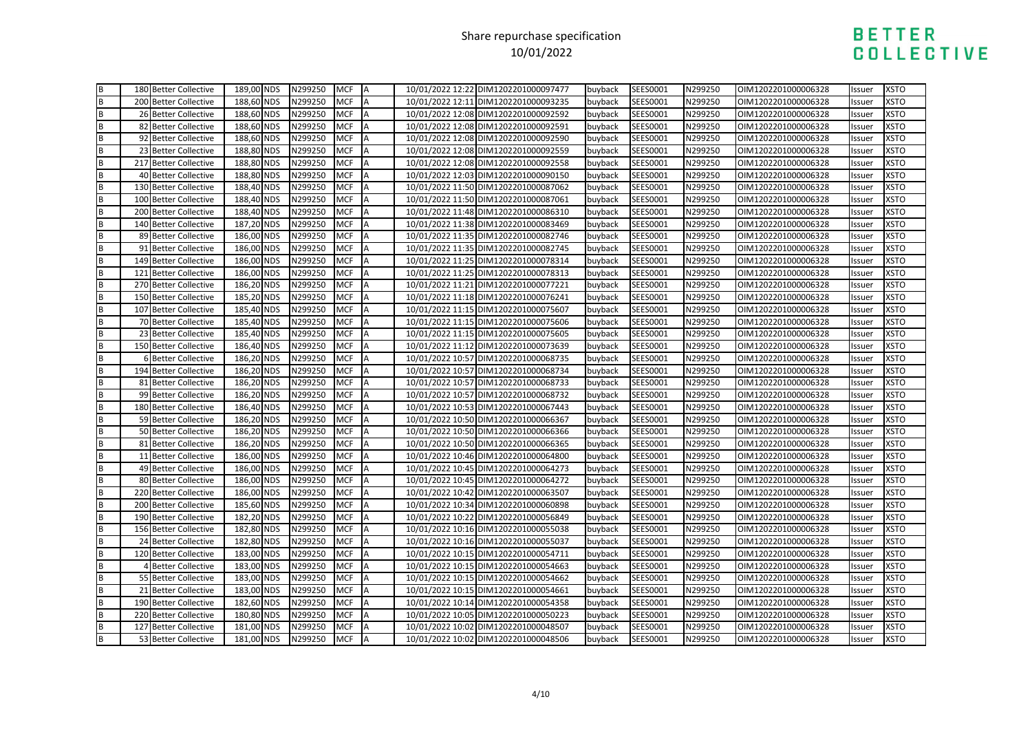# Share repurchase specification
10/01/2022

| | | | | | | | | | | | | | | | |
|---|---|---|---|---|---|---|---|---|---|---|---|---|---|---|---|
| B | 180 | Better Collective | 189,00 | NDS | N299250 | MCF | A | 10/01/2022 12:22 | DIM1202201000097477 | buyback | SEES0001 | N299250 | OIM1202201000006328 | Issuer | XSTO |
| B | 200 | Better Collective | 188,60 | NDS | N299250 | MCF | A | 10/01/2022 12:11 | DIM1202201000093235 | buyback | SEES0001 | N299250 | OIM1202201000006328 | Issuer | XSTO |
| B | 26 | Better Collective | 188,60 | NDS | N299250 | MCF | A | 10/01/2022 12:08 | DIM1202201000092592 | buyback | SEES0001 | N299250 | OIM1202201000006328 | Issuer | XSTO |
| B | 82 | Better Collective | 188,60 | NDS | N299250 | MCF | A | 10/01/2022 12:08 | DIM1202201000092591 | buyback | SEES0001 | N299250 | OIM1202201000006328 | Issuer | XSTO |
| B | 92 | Better Collective | 188,60 | NDS | N299250 | MCF | A | 10/01/2022 12:08 | DIM1202201000092590 | buyback | SEES0001 | N299250 | OIM1202201000006328 | Issuer | XSTO |
| B | 23 | Better Collective | 188,80 | NDS | N299250 | MCF | A | 10/01/2022 12:08 | DIM1202201000092559 | buyback | SEES0001 | N299250 | OIM1202201000006328 | Issuer | XSTO |
| B | 217 | Better Collective | 188,80 | NDS | N299250 | MCF | A | 10/01/2022 12:08 | DIM1202201000092558 | buyback | SEES0001 | N299250 | OIM1202201000006328 | Issuer | XSTO |
| B | 40 | Better Collective | 188,80 | NDS | N299250 | MCF | A | 10/01/2022 12:03 | DIM1202201000090150 | buyback | SEES0001 | N299250 | OIM1202201000006328 | Issuer | XSTO |
| B | 130 | Better Collective | 188,40 | NDS | N299250 | MCF | A | 10/01/2022 11:50 | DIM1202201000087062 | buyback | SEES0001 | N299250 | OIM1202201000006328 | Issuer | XSTO |
| B | 100 | Better Collective | 188,40 | NDS | N299250 | MCF | A | 10/01/2022 11:50 | DIM1202201000087061 | buyback | SEES0001 | N299250 | OIM1202201000006328 | Issuer | XSTO |
| B | 200 | Better Collective | 188,40 | NDS | N299250 | MCF | A | 10/01/2022 11:48 | DIM1202201000086310 | buyback | SEES0001 | N299250 | OIM1202201000006328 | Issuer | XSTO |
| B | 140 | Better Collective | 187,20 | NDS | N299250 | MCF | A | 10/01/2022 11:38 | DIM1202201000083469 | buyback | SEES0001 | N299250 | OIM1202201000006328 | Issuer | XSTO |
| B | 89 | Better Collective | 186,00 | NDS | N299250 | MCF | A | 10/01/2022 11:35 | DIM1202201000082746 | buyback | SEES0001 | N299250 | OIM1202201000006328 | Issuer | XSTO |
| B | 91 | Better Collective | 186,00 | NDS | N299250 | MCF | A | 10/01/2022 11:35 | DIM1202201000082745 | buyback | SEES0001 | N299250 | OIM1202201000006328 | Issuer | XSTO |
| B | 149 | Better Collective | 186,00 | NDS | N299250 | MCF | A | 10/01/2022 11:25 | DIM1202201000078314 | buyback | SEES0001 | N299250 | OIM1202201000006328 | Issuer | XSTO |
| B | 121 | Better Collective | 186,00 | NDS | N299250 | MCF | A | 10/01/2022 11:25 | DIM1202201000078313 | buyback | SEES0001 | N299250 | OIM1202201000006328 | Issuer | XSTO |
| B | 270 | Better Collective | 186,20 | NDS | N299250 | MCF | A | 10/01/2022 11:21 | DIM1202201000077221 | buyback | SEES0001 | N299250 | OIM1202201000006328 | Issuer | XSTO |
| B | 150 | Better Collective | 185,20 | NDS | N299250 | MCF | A | 10/01/2022 11:18 | DIM1202201000076241 | buyback | SEES0001 | N299250 | OIM1202201000006328 | Issuer | XSTO |
| B | 107 | Better Collective | 185,40 | NDS | N299250 | MCF | A | 10/01/2022 11:15 | DIM1202201000075607 | buyback | SEES0001 | N299250 | OIM1202201000006328 | Issuer | XSTO |
| B | 70 | Better Collective | 185,40 | NDS | N299250 | MCF | A | 10/01/2022 11:15 | DIM1202201000075606 | buyback | SEES0001 | N299250 | OIM1202201000006328 | Issuer | XSTO |
| B | 23 | Better Collective | 185,40 | NDS | N299250 | MCF | A | 10/01/2022 11:15 | DIM1202201000075605 | buyback | SEES0001 | N299250 | OIM1202201000006328 | Issuer | XSTO |
| B | 150 | Better Collective | 186,40 | NDS | N299250 | MCF | A | 10/01/2022 11:12 | DIM1202201000073639 | buyback | SEES0001 | N299250 | OIM1202201000006328 | Issuer | XSTO |
| B | 6 | Better Collective | 186,20 | NDS | N299250 | MCF | A | 10/01/2022 10:57 | DIM1202201000068735 | buyback | SEES0001 | N299250 | OIM1202201000006328 | Issuer | XSTO |
| B | 194 | Better Collective | 186,20 | NDS | N299250 | MCF | A | 10/01/2022 10:57 | DIM1202201000068734 | buyback | SEES0001 | N299250 | OIM1202201000006328 | Issuer | XSTO |
| B | 81 | Better Collective | 186,20 | NDS | N299250 | MCF | A | 10/01/2022 10:57 | DIM1202201000068733 | buyback | SEES0001 | N299250 | OIM1202201000006328 | Issuer | XSTO |
| B | 99 | Better Collective | 186,20 | NDS | N299250 | MCF | A | 10/01/2022 10:57 | DIM1202201000068732 | buyback | SEES0001 | N299250 | OIM1202201000006328 | Issuer | XSTO |
| B | 180 | Better Collective | 186,40 | NDS | N299250 | MCF | A | 10/01/2022 10:53 | DIM1202201000067443 | buyback | SEES0001 | N299250 | OIM1202201000006328 | Issuer | XSTO |
| B | 59 | Better Collective | 186,20 | NDS | N299250 | MCF | A | 10/01/2022 10:50 | DIM1202201000066367 | buyback | SEES0001 | N299250 | OIM1202201000006328 | Issuer | XSTO |
| B | 50 | Better Collective | 186,20 | NDS | N299250 | MCF | A | 10/01/2022 10:50 | DIM1202201000066366 | buyback | SEES0001 | N299250 | OIM1202201000006328 | Issuer | XSTO |
| B | 81 | Better Collective | 186,20 | NDS | N299250 | MCF | A | 10/01/2022 10:50 | DIM1202201000066365 | buyback | SEES0001 | N299250 | OIM1202201000006328 | Issuer | XSTO |
| B | 11 | Better Collective | 186,00 | NDS | N299250 | MCF | A | 10/01/2022 10:46 | DIM1202201000064800 | buyback | SEES0001 | N299250 | OIM1202201000006328 | Issuer | XSTO |
| B | 49 | Better Collective | 186,00 | NDS | N299250 | MCF | A | 10/01/2022 10:45 | DIM1202201000064273 | buyback | SEES0001 | N299250 | OIM1202201000006328 | Issuer | XSTO |
| B | 80 | Better Collective | 186,00 | NDS | N299250 | MCF | A | 10/01/2022 10:45 | DIM1202201000064272 | buyback | SEES0001 | N299250 | OIM1202201000006328 | Issuer | XSTO |
| B | 220 | Better Collective | 186,00 | NDS | N299250 | MCF | A | 10/01/2022 10:42 | DIM1202201000063507 | buyback | SEES0001 | N299250 | OIM1202201000006328 | Issuer | XSTO |
| B | 200 | Better Collective | 185,60 | NDS | N299250 | MCF | A | 10/01/2022 10:34 | DIM1202201000060898 | buyback | SEES0001 | N299250 | OIM1202201000006328 | Issuer | XSTO |
| B | 190 | Better Collective | 182,20 | NDS | N299250 | MCF | A | 10/01/2022 10:22 | DIM1202201000056849 | buyback | SEES0001 | N299250 | OIM1202201000006328 | Issuer | XSTO |
| B | 156 | Better Collective | 182,80 | NDS | N299250 | MCF | A | 10/01/2022 10:16 | DIM1202201000055038 | buyback | SEES0001 | N299250 | OIM1202201000006328 | Issuer | XSTO |
| B | 24 | Better Collective | 182,80 | NDS | N299250 | MCF | A | 10/01/2022 10:16 | DIM1202201000055037 | buyback | SEES0001 | N299250 | OIM1202201000006328 | Issuer | XSTO |
| B | 120 | Better Collective | 183,00 | NDS | N299250 | MCF | A | 10/01/2022 10:15 | DIM1202201000054711 | buyback | SEES0001 | N299250 | OIM1202201000006328 | Issuer | XSTO |
| B | 4 | Better Collective | 183,00 | NDS | N299250 | MCF | A | 10/01/2022 10:15 | DIM1202201000054663 | buyback | SEES0001 | N299250 | OIM1202201000006328 | Issuer | XSTO |
| B | 55 | Better Collective | 183,00 | NDS | N299250 | MCF | A | 10/01/2022 10:15 | DIM1202201000054662 | buyback | SEES0001 | N299250 | OIM1202201000006328 | Issuer | XSTO |
| B | 21 | Better Collective | 183,00 | NDS | N299250 | MCF | A | 10/01/2022 10:15 | DIM1202201000054661 | buyback | SEES0001 | N299250 | OIM1202201000006328 | Issuer | XSTO |
| B | 190 | Better Collective | 182,60 | NDS | N299250 | MCF | A | 10/01/2022 10:14 | DIM1202201000054358 | buyback | SEES0001 | N299250 | OIM1202201000006328 | Issuer | XSTO |
| B | 220 | Better Collective | 180,80 | NDS | N299250 | MCF | A | 10/01/2022 10:05 | DIM1202201000050223 | buyback | SEES0001 | N299250 | OIM1202201000006328 | Issuer | XSTO |
| B | 127 | Better Collective | 181,00 | NDS | N299250 | MCF | A | 10/01/2022 10:02 | DIM1202201000048507 | buyback | SEES0001 | N299250 | OIM1202201000006328 | Issuer | XSTO |
| B | 53 | Better Collective | 181,00 | NDS | N299250 | MCF | A | 10/01/2022 10:02 | DIM1202201000048506 | buyback | SEES0001 | N299250 | OIM1202201000006328 | Issuer | XSTO |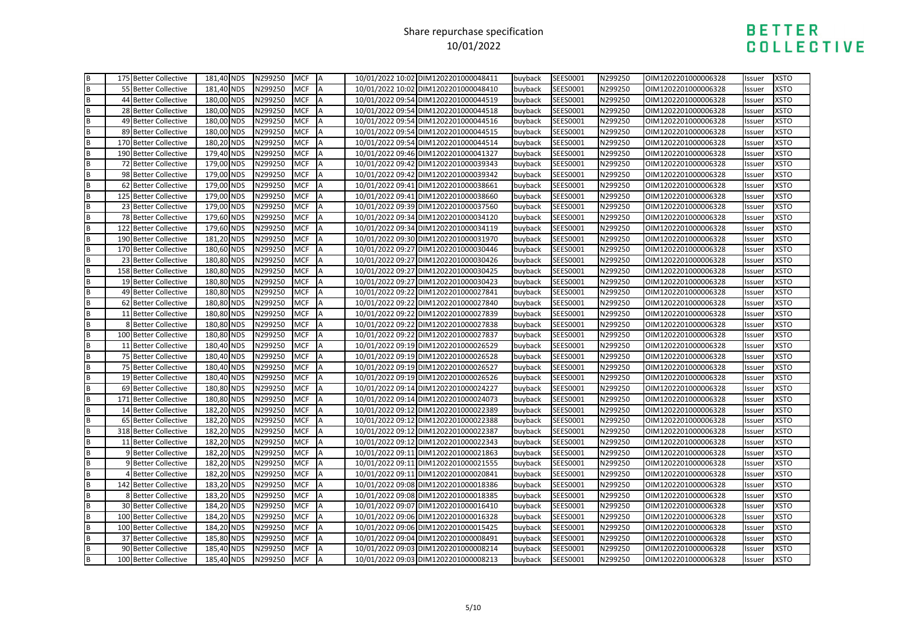# Share repurchase specification
10/01/2022

BETTER COLLECTIVE

| | | | | | | | | | | | | | | | |
|---|---|---|---|---|---|---|---|---|---|---|---|---|---|---|---|
| B | 175 | Better Collective | 181,40 | NDS | N299250 | MCF | A | 10/01/2022 10:02 | DIM1202201000048411 | buyback | SEES0001 | N299250 | OIM1202201000006328 | Issuer | XSTO |
| B | 55 | Better Collective | 181,40 | NDS | N299250 | MCF | A | 10/01/2022 10:02 | DIM1202201000048410 | buyback | SEES0001 | N299250 | OIM1202201000006328 | Issuer | XSTO |
| B | 44 | Better Collective | 180,00 | NDS | N299250 | MCF | A | 10/01/2022 09:54 | DIM1202201000044519 | buyback | SEES0001 | N299250 | OIM1202201000006328 | Issuer | XSTO |
| B | 28 | Better Collective | 180,00 | NDS | N299250 | MCF | A | 10/01/2022 09:54 | DIM1202201000044518 | buyback | SEES0001 | N299250 | OIM1202201000006328 | Issuer | XSTO |
| B | 49 | Better Collective | 180,00 | NDS | N299250 | MCF | A | 10/01/2022 09:54 | DIM1202201000044516 | buyback | SEES0001 | N299250 | OIM1202201000006328 | Issuer | XSTO |
| B | 89 | Better Collective | 180,00 | NDS | N299250 | MCF | A | 10/01/2022 09:54 | DIM1202201000044515 | buyback | SEES0001 | N299250 | OIM1202201000006328 | Issuer | XSTO |
| B | 170 | Better Collective | 180,20 | NDS | N299250 | MCF | A | 10/01/2022 09:54 | DIM1202201000044514 | buyback | SEES0001 | N299250 | OIM1202201000006328 | Issuer | XSTO |
| B | 190 | Better Collective | 179,40 | NDS | N299250 | MCF | A | 10/01/2022 09:46 | DIM1202201000041327 | buyback | SEES0001 | N299250 | OIM1202201000006328 | Issuer | XSTO |
| B | 72 | Better Collective | 179,00 | NDS | N299250 | MCF | A | 10/01/2022 09:42 | DIM1202201000039343 | buyback | SEES0001 | N299250 | OIM1202201000006328 | Issuer | XSTO |
| B | 98 | Better Collective | 179,00 | NDS | N299250 | MCF | A | 10/01/2022 09:42 | DIM1202201000039342 | buyback | SEES0001 | N299250 | OIM1202201000006328 | Issuer | XSTO |
| B | 62 | Better Collective | 179,00 | NDS | N299250 | MCF | A | 10/01/2022 09:41 | DIM1202201000038661 | buyback | SEES0001 | N299250 | OIM1202201000006328 | Issuer | XSTO |
| B | 125 | Better Collective | 179,00 | NDS | N299250 | MCF | A | 10/01/2022 09:41 | DIM1202201000038660 | buyback | SEES0001 | N299250 | OIM1202201000006328 | Issuer | XSTO |
| B | 23 | Better Collective | 179,00 | NDS | N299250 | MCF | A | 10/01/2022 09:39 | DIM1202201000037560 | buyback | SEES0001 | N299250 | OIM1202201000006328 | Issuer | XSTO |
| B | 78 | Better Collective | 179,60 | NDS | N299250 | MCF | A | 10/01/2022 09:34 | DIM1202201000034120 | buyback | SEES0001 | N299250 | OIM1202201000006328 | Issuer | XSTO |
| B | 122 | Better Collective | 179,60 | NDS | N299250 | MCF | A | 10/01/2022 09:34 | DIM1202201000034119 | buyback | SEES0001 | N299250 | OIM1202201000006328 | Issuer | XSTO |
| B | 190 | Better Collective | 181,20 | NDS | N299250 | MCF | A | 10/01/2022 09:30 | DIM1202201000031970 | buyback | SEES0001 | N299250 | OIM1202201000006328 | Issuer | XSTO |
| B | 170 | Better Collective | 180,60 | NDS | N299250 | MCF | A | 10/01/2022 09:27 | DIM1202201000030446 | buyback | SEES0001 | N299250 | OIM1202201000006328 | Issuer | XSTO |
| B | 23 | Better Collective | 180,80 | NDS | N299250 | MCF | A | 10/01/2022 09:27 | DIM1202201000030426 | buyback | SEES0001 | N299250 | OIM1202201000006328 | Issuer | XSTO |
| B | 158 | Better Collective | 180,80 | NDS | N299250 | MCF | A | 10/01/2022 09:27 | DIM1202201000030425 | buyback | SEES0001 | N299250 | OIM1202201000006328 | Issuer | XSTO |
| B | 19 | Better Collective | 180,80 | NDS | N299250 | MCF | A | 10/01/2022 09:27 | DIM1202201000030423 | buyback | SEES0001 | N299250 | OIM1202201000006328 | Issuer | XSTO |
| B | 49 | Better Collective | 180,80 | NDS | N299250 | MCF | A | 10/01/2022 09:22 | DIM1202201000027841 | buyback | SEES0001 | N299250 | OIM1202201000006328 | Issuer | XSTO |
| B | 62 | Better Collective | 180,80 | NDS | N299250 | MCF | A | 10/01/2022 09:22 | DIM1202201000027840 | buyback | SEES0001 | N299250 | OIM1202201000006328 | Issuer | XSTO |
| B | 11 | Better Collective | 180,80 | NDS | N299250 | MCF | A | 10/01/2022 09:22 | DIM1202201000027839 | buyback | SEES0001 | N299250 | OIM1202201000006328 | Issuer | XSTO |
| B | 8 | Better Collective | 180,80 | NDS | N299250 | MCF | A | 10/01/2022 09:22 | DIM1202201000027838 | buyback | SEES0001 | N299250 | OIM1202201000006328 | Issuer | XSTO |
| B | 100 | Better Collective | 180,80 | NDS | N299250 | MCF | A | 10/01/2022 09:22 | DIM1202201000027837 | buyback | SEES0001 | N299250 | OIM1202201000006328 | Issuer | XSTO |
| B | 11 | Better Collective | 180,40 | NDS | N299250 | MCF | A | 10/01/2022 09:19 | DIM1202201000026529 | buyback | SEES0001 | N299250 | OIM1202201000006328 | Issuer | XSTO |
| B | 75 | Better Collective | 180,40 | NDS | N299250 | MCF | A | 10/01/2022 09:19 | DIM1202201000026528 | buyback | SEES0001 | N299250 | OIM1202201000006328 | Issuer | XSTO |
| B | 75 | Better Collective | 180,40 | NDS | N299250 | MCF | A | 10/01/2022 09:19 | DIM1202201000026527 | buyback | SEES0001 | N299250 | OIM1202201000006328 | Issuer | XSTO |
| B | 19 | Better Collective | 180,40 | NDS | N299250 | MCF | A | 10/01/2022 09:19 | DIM1202201000026526 | buyback | SEES0001 | N299250 | OIM1202201000006328 | Issuer | XSTO |
| B | 69 | Better Collective | 180,80 | NDS | N299250 | MCF | A | 10/01/2022 09:14 | DIM1202201000024227 | buyback | SEES0001 | N299250 | OIM1202201000006328 | Issuer | XSTO |
| B | 171 | Better Collective | 180,80 | NDS | N299250 | MCF | A | 10/01/2022 09:14 | DIM1202201000024073 | buyback | SEES0001 | N299250 | OIM1202201000006328 | Issuer | XSTO |
| B | 14 | Better Collective | 182,20 | NDS | N299250 | MCF | A | 10/01/2022 09:12 | DIM1202201000022389 | buyback | SEES0001 | N299250 | OIM1202201000006328 | Issuer | XSTO |
| B | 65 | Better Collective | 182,20 | NDS | N299250 | MCF | A | 10/01/2022 09:12 | DIM1202201000022388 | buyback | SEES0001 | N299250 | OIM1202201000006328 | Issuer | XSTO |
| B | 318 | Better Collective | 182,20 | NDS | N299250 | MCF | A | 10/01/2022 09:12 | DIM1202201000022387 | buyback | SEES0001 | N299250 | OIM1202201000006328 | Issuer | XSTO |
| B | 11 | Better Collective | 182,20 | NDS | N299250 | MCF | A | 10/01/2022 09:12 | DIM1202201000022343 | buyback | SEES0001 | N299250 | OIM1202201000006328 | Issuer | XSTO |
| B | 9 | Better Collective | 182,20 | NDS | N299250 | MCF | A | 10/01/2022 09:11 | DIM1202201000021863 | buyback | SEES0001 | N299250 | OIM1202201000006328 | Issuer | XSTO |
| B | 9 | Better Collective | 182,20 | NDS | N299250 | MCF | A | 10/01/2022 09:11 | DIM1202201000021555 | buyback | SEES0001 | N299250 | OIM1202201000006328 | Issuer | XSTO |
| B | 4 | Better Collective | 182,20 | NDS | N299250 | MCF | A | 10/01/2022 09:11 | DIM1202201000020841 | buyback | SEES0001 | N299250 | OIM1202201000006328 | Issuer | XSTO |
| B | 142 | Better Collective | 183,20 | NDS | N299250 | MCF | A | 10/01/2022 09:08 | DIM1202201000018386 | buyback | SEES0001 | N299250 | OIM1202201000006328 | Issuer | XSTO |
| B | 8 | Better Collective | 183,20 | NDS | N299250 | MCF | A | 10/01/2022 09:08 | DIM1202201000018385 | buyback | SEES0001 | N299250 | OIM1202201000006328 | Issuer | XSTO |
| B | 30 | Better Collective | 184,20 | NDS | N299250 | MCF | A | 10/01/2022 09:07 | DIM1202201000016410 | buyback | SEES0001 | N299250 | OIM1202201000006328 | Issuer | XSTO |
| B | 100 | Better Collective | 184,20 | NDS | N299250 | MCF | A | 10/01/2022 09:06 | DIM1202201000016328 | buyback | SEES0001 | N299250 | OIM1202201000006328 | Issuer | XSTO |
| B | 100 | Better Collective | 184,20 | NDS | N299250 | MCF | A | 10/01/2022 09:06 | DIM1202201000015425 | buyback | SEES0001 | N299250 | OIM1202201000006328 | Issuer | XSTO |
| B | 37 | Better Collective | 185,80 | NDS | N299250 | MCF | A | 10/01/2022 09:04 | DIM1202201000008491 | buyback | SEES0001 | N299250 | OIM1202201000006328 | Issuer | XSTO |
| B | 90 | Better Collective | 185,40 | NDS | N299250 | MCF | A | 10/01/2022 09:03 | DIM1202201000008214 | buyback | SEES0001 | N299250 | OIM1202201000006328 | Issuer | XSTO |
| B | 100 | Better Collective | 185,40 | NDS | N299250 | MCF | A | 10/01/2022 09:03 | DIM1202201000008213 | buyback | SEES0001 | N299250 | OIM1202201000006328 | Issuer | XSTO |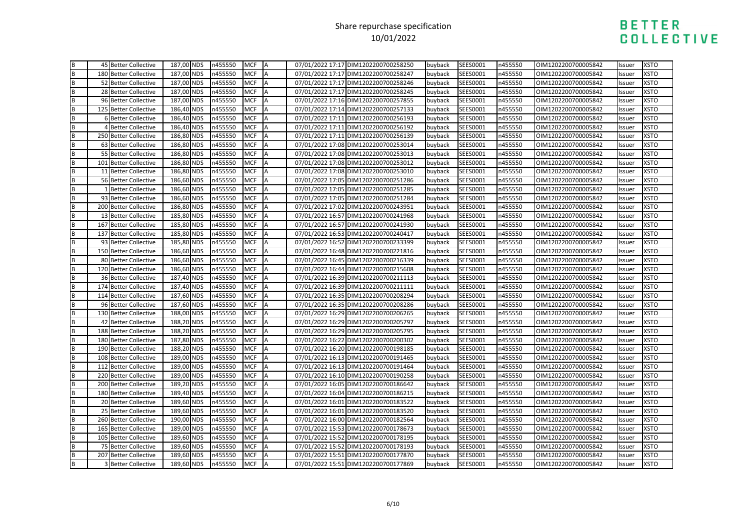# Share repurchase specification
10/01/2022

| | | | | | | | | | | | | | | | |
|---|---|---|---|---|---|---|---|---|---|---|---|---|---|---|---|
| B | 45 | Better Collective | 187,00 | NDS | n455550 | MCF | A | 07/01/2022 17:17 | DIM1202200700258250 | buyback | SEES0001 | n455550 | OIM1202200700005842 | Issuer | XSTO |
| B | 180 | Better Collective | 187,00 | NDS | n455550 | MCF | A | 07/01/2022 17:17 | DIM1202200700258247 | buyback | SEES0001 | n455550 | OIM1202200700005842 | Issuer | XSTO |
| B | 52 | Better Collective | 187,00 | NDS | n455550 | MCF | A | 07/01/2022 17:17 | DIM1202200700258246 | buyback | SEES0001 | n455550 | OIM1202200700005842 | Issuer | XSTO |
| B | 28 | Better Collective | 187,00 | NDS | n455550 | MCF | A | 07/01/2022 17:17 | DIM1202200700258245 | buyback | SEES0001 | n455550 | OIM1202200700005842 | Issuer | XSTO |
| B | 96 | Better Collective | 187,00 | NDS | n455550 | MCF | A | 07/01/2022 17:16 | DIM1202200700257855 | buyback | SEES0001 | n455550 | OIM1202200700005842 | Issuer | XSTO |
| B | 125 | Better Collective | 186,40 | NDS | n455550 | MCF | A | 07/01/2022 17:14 | DIM1202200700257133 | buyback | SEES0001 | n455550 | OIM1202200700005842 | Issuer | XSTO |
| B | 6 | Better Collective | 186,40 | NDS | n455550 | MCF | A | 07/01/2022 17:11 | DIM1202200700256193 | buyback | SEES0001 | n455550 | OIM1202200700005842 | Issuer | XSTO |
| B | 4 | Better Collective | 186,40 | NDS | n455550 | MCF | A | 07/01/2022 17:11 | DIM1202200700256192 | buyback | SEES0001 | n455550 | OIM1202200700005842 | Issuer | XSTO |
| B | 250 | Better Collective | 186,80 | NDS | n455550 | MCF | A | 07/01/2022 17:11 | DIM1202200700256139 | buyback | SEES0001 | n455550 | OIM1202200700005842 | Issuer | XSTO |
| B | 63 | Better Collective | 186,80 | NDS | n455550 | MCF | A | 07/01/2022 17:08 | DIM1202200700253014 | buyback | SEES0001 | n455550 | OIM1202200700005842 | Issuer | XSTO |
| B | 55 | Better Collective | 186,80 | NDS | n455550 | MCF | A | 07/01/2022 17:08 | DIM1202200700253013 | buyback | SEES0001 | n455550 | OIM1202200700005842 | Issuer | XSTO |
| B | 101 | Better Collective | 186,80 | NDS | n455550 | MCF | A | 07/01/2022 17:08 | DIM1202200700253012 | buyback | SEES0001 | n455550 | OIM1202200700005842 | Issuer | XSTO |
| B | 11 | Better Collective | 186,80 | NDS | n455550 | MCF | A | 07/01/2022 17:08 | DIM1202200700253010 | buyback | SEES0001 | n455550 | OIM1202200700005842 | Issuer | XSTO |
| B | 56 | Better Collective | 186,60 | NDS | n455550 | MCF | A | 07/01/2022 17:05 | DIM1202200700251286 | buyback | SEES0001 | n455550 | OIM1202200700005842 | Issuer | XSTO |
| B | 1 | Better Collective | 186,60 | NDS | n455550 | MCF | A | 07/01/2022 17:05 | DIM1202200700251285 | buyback | SEES0001 | n455550 | OIM1202200700005842 | Issuer | XSTO |
| B | 93 | Better Collective | 186,60 | NDS | n455550 | MCF | A | 07/01/2022 17:05 | DIM1202200700251284 | buyback | SEES0001 | n455550 | OIM1202200700005842 | Issuer | XSTO |
| B | 200 | Better Collective | 186,80 | NDS | n455550 | MCF | A | 07/01/2022 17:02 | DIM1202200700243951 | buyback | SEES0001 | n455550 | OIM1202200700005842 | Issuer | XSTO |
| B | 13 | Better Collective | 185,80 | NDS | n455550 | MCF | A | 07/01/2022 16:57 | DIM1202200700241968 | buyback | SEES0001 | n455550 | OIM1202200700005842 | Issuer | XSTO |
| B | 167 | Better Collective | 185,80 | NDS | n455550 | MCF | A | 07/01/2022 16:57 | DIM1202200700241930 | buyback | SEES0001 | n455550 | OIM1202200700005842 | Issuer | XSTO |
| B | 137 | Better Collective | 185,80 | NDS | n455550 | MCF | A | 07/01/2022 16:53 | DIM1202200700240417 | buyback | SEES0001 | n455550 | OIM1202200700005842 | Issuer | XSTO |
| B | 93 | Better Collective | 185,80 | NDS | n455550 | MCF | A | 07/01/2022 16:52 | DIM1202200700233399 | buyback | SEES0001 | n455550 | OIM1202200700005842 | Issuer | XSTO |
| B | 150 | Better Collective | 186,60 | NDS | n455550 | MCF | A | 07/01/2022 16:48 | DIM1202200700221816 | buyback | SEES0001 | n455550 | OIM1202200700005842 | Issuer | XSTO |
| B | 80 | Better Collective | 186,60 | NDS | n455550 | MCF | A | 07/01/2022 16:45 | DIM1202200700216339 | buyback | SEES0001 | n455550 | OIM1202200700005842 | Issuer | XSTO |
| B | 120 | Better Collective | 186,60 | NDS | n455550 | MCF | A | 07/01/2022 16:44 | DIM1202200700215608 | buyback | SEES0001 | n455550 | OIM1202200700005842 | Issuer | XSTO |
| B | 36 | Better Collective | 187,40 | NDS | n455550 | MCF | A | 07/01/2022 16:39 | DIM1202200700211113 | buyback | SEES0001 | n455550 | OIM1202200700005842 | Issuer | XSTO |
| B | 174 | Better Collective | 187,40 | NDS | n455550 | MCF | A | 07/01/2022 16:39 | DIM1202200700211111 | buyback | SEES0001 | n455550 | OIM1202200700005842 | Issuer | XSTO |
| B | 114 | Better Collective | 187,60 | NDS | n455550 | MCF | A | 07/01/2022 16:35 | DIM1202200700208294 | buyback | SEES0001 | n455550 | OIM1202200700005842 | Issuer | XSTO |
| B | 96 | Better Collective | 187,60 | NDS | n455550 | MCF | A | 07/01/2022 16:35 | DIM1202200700208286 | buyback | SEES0001 | n455550 | OIM1202200700005842 | Issuer | XSTO |
| B | 130 | Better Collective | 188,00 | NDS | n455550 | MCF | A | 07/01/2022 16:29 | DIM1202200700206265 | buyback | SEES0001 | n455550 | OIM1202200700005842 | Issuer | XSTO |
| B | 42 | Better Collective | 188,20 | NDS | n455550 | MCF | A | 07/01/2022 16:29 | DIM1202200700205797 | buyback | SEES0001 | n455550 | OIM1202200700005842 | Issuer | XSTO |
| B | 188 | Better Collective | 188,20 | NDS | n455550 | MCF | A | 07/01/2022 16:29 | DIM1202200700205795 | buyback | SEES0001 | n455550 | OIM1202200700005842 | Issuer | XSTO |
| B | 180 | Better Collective | 187,80 | NDS | n455550 | MCF | A | 07/01/2022 16:22 | DIM1202200700200302 | buyback | SEES0001 | n455550 | OIM1202200700005842 | Issuer | XSTO |
| B | 190 | Better Collective | 188,20 | NDS | n455550 | MCF | A | 07/01/2022 16:20 | DIM1202200700198185 | buyback | SEES0001 | n455550 | OIM1202200700005842 | Issuer | XSTO |
| B | 108 | Better Collective | 189,00 | NDS | n455550 | MCF | A | 07/01/2022 16:13 | DIM1202200700191465 | buyback | SEES0001 | n455550 | OIM1202200700005842 | Issuer | XSTO |
| B | 112 | Better Collective | 189,00 | NDS | n455550 | MCF | A | 07/01/2022 16:13 | DIM1202200700191464 | buyback | SEES0001 | n455550 | OIM1202200700005842 | Issuer | XSTO |
| B | 220 | Better Collective | 189,00 | NDS | n455550 | MCF | A | 07/01/2022 16:10 | DIM1202200700190258 | buyback | SEES0001 | n455550 | OIM1202200700005842 | Issuer | XSTO |
| B | 200 | Better Collective | 189,20 | NDS | n455550 | MCF | A | 07/01/2022 16:05 | DIM1202200700186642 | buyback | SEES0001 | n455550 | OIM1202200700005842 | Issuer | XSTO |
| B | 180 | Better Collective | 189,40 | NDS | n455550 | MCF | A | 07/01/2022 16:04 | DIM1202200700186215 | buyback | SEES0001 | n455550 | OIM1202200700005842 | Issuer | XSTO |
| B | 20 | Better Collective | 189,60 | NDS | n455550 | MCF | A | 07/01/2022 16:01 | DIM1202200700183522 | buyback | SEES0001 | n455550 | OIM1202200700005842 | Issuer | XSTO |
| B | 25 | Better Collective | 189,60 | NDS | n455550 | MCF | A | 07/01/2022 16:01 | DIM1202200700183520 | buyback | SEES0001 | n455550 | OIM1202200700005842 | Issuer | XSTO |
| B | 260 | Better Collective | 190,00 | NDS | n455550 | MCF | A | 07/01/2022 16:00 | DIM1202200700182564 | buyback | SEES0001 | n455550 | OIM1202200700005842 | Issuer | XSTO |
| B | 165 | Better Collective | 189,00 | NDS | n455550 | MCF | A | 07/01/2022 15:53 | DIM1202200700178673 | buyback | SEES0001 | n455550 | OIM1202200700005842 | Issuer | XSTO |
| B | 105 | Better Collective | 189,60 | NDS | n455550 | MCF | A | 07/01/2022 15:52 | DIM1202200700178195 | buyback | SEES0001 | n455550 | OIM1202200700005842 | Issuer | XSTO |
| B | 75 | Better Collective | 189,60 | NDS | n455550 | MCF | A | 07/01/2022 15:52 | DIM1202200700178193 | buyback | SEES0001 | n455550 | OIM1202200700005842 | Issuer | XSTO |
| B | 207 | Better Collective | 189,60 | NDS | n455550 | MCF | A | 07/01/2022 15:51 | DIM1202200700177870 | buyback | SEES0001 | n455550 | OIM1202200700005842 | Issuer | XSTO |
| B | 3 | Better Collective | 189,60 | NDS | n455550 | MCF | A | 07/01/2022 15:51 | DIM1202200700177869 | buyback | SEES0001 | n455550 | OIM1202200700005842 | Issuer | XSTO |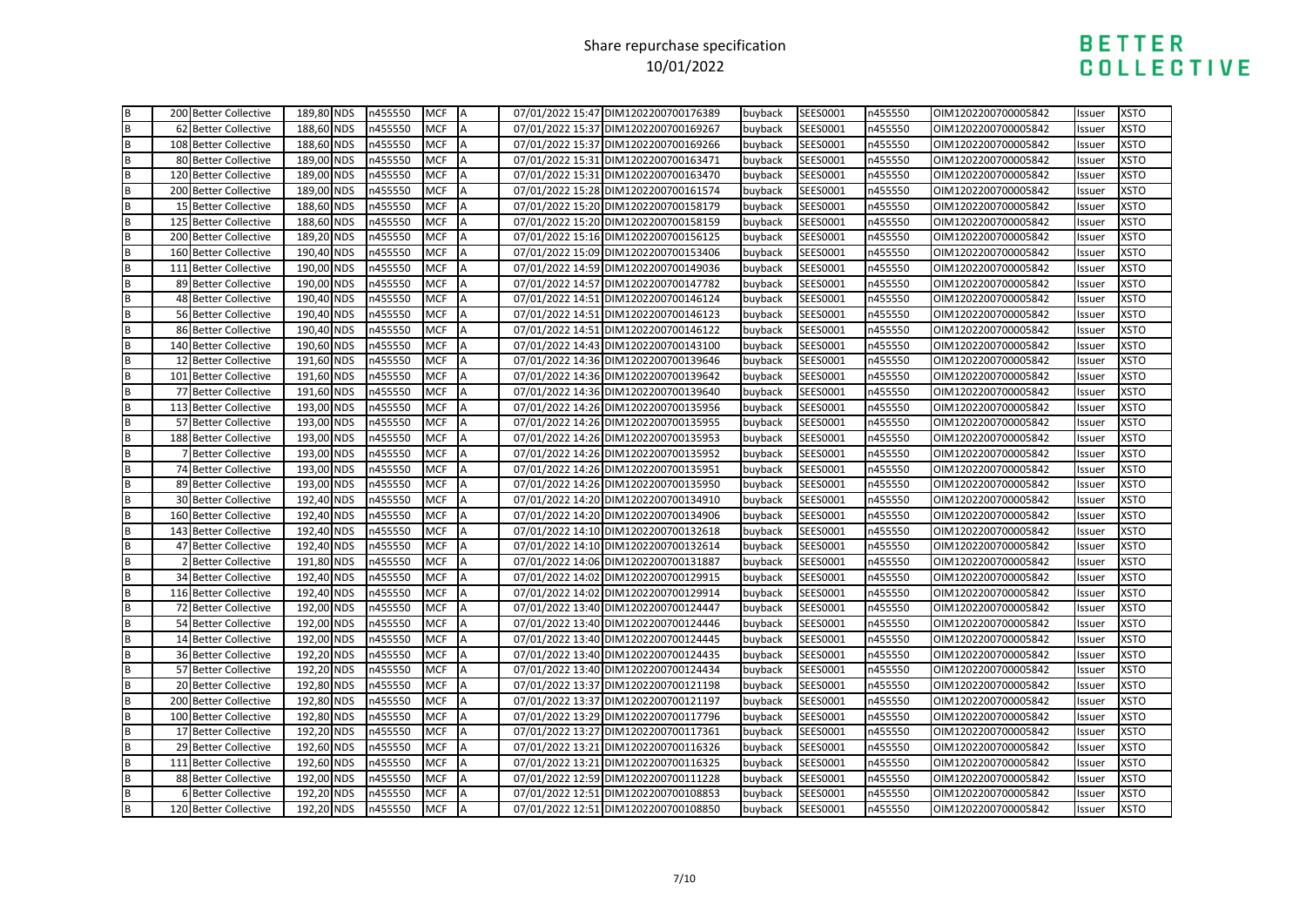# Share repurchase specification

10/01/2022

| | | | | | | | | | | | | | | | |
|---|---|---|---|---|---|---|---|---|---|---|---|---|---|---|---|
| B | 200 | Better Collective | 189,80 | NDS | n455550 | MCF | A | 07/01/2022 15:47 | DIM1202200700176389 | buyback | SEES0001 | n455550 | OIM1202200700005842 | Issuer | XSTO |
| B | 62 | Better Collective | 188,60 | NDS | n455550 | MCF | A | 07/01/2022 15:37 | DIM1202200700169267 | buyback | SEES0001 | n455550 | OIM1202200700005842 | Issuer | XSTO |
| B | 108 | Better Collective | 188,60 | NDS | n455550 | MCF | A | 07/01/2022 15:37 | DIM1202200700169266 | buyback | SEES0001 | n455550 | OIM1202200700005842 | Issuer | XSTO |
| B | 80 | Better Collective | 189,00 | NDS | n455550 | MCF | A | 07/01/2022 15:31 | DIM1202200700163471 | buyback | SEES0001 | n455550 | OIM1202200700005842 | Issuer | XSTO |
| B | 120 | Better Collective | 189,00 | NDS | n455550 | MCF | A | 07/01/2022 15:31 | DIM1202200700163470 | buyback | SEES0001 | n455550 | OIM1202200700005842 | Issuer | XSTO |
| B | 200 | Better Collective | 189,00 | NDS | n455550 | MCF | A | 07/01/2022 15:28 | DIM1202200700161574 | buyback | SEES0001 | n455550 | OIM1202200700005842 | Issuer | XSTO |
| B | 15 | Better Collective | 188,60 | NDS | n455550 | MCF | A | 07/01/2022 15:20 | DIM1202200700158179 | buyback | SEES0001 | n455550 | OIM1202200700005842 | Issuer | XSTO |
| B | 125 | Better Collective | 188,60 | NDS | n455550 | MCF | A | 07/01/2022 15:20 | DIM1202200700158159 | buyback | SEES0001 | n455550 | OIM1202200700005842 | Issuer | XSTO |
| B | 200 | Better Collective | 189,20 | NDS | n455550 | MCF | A | 07/01/2022 15:16 | DIM1202200700156125 | buyback | SEES0001 | n455550 | OIM1202200700005842 | Issuer | XSTO |
| B | 160 | Better Collective | 190,40 | NDS | n455550 | MCF | A | 07/01/2022 15:09 | DIM1202200700153406 | buyback | SEES0001 | n455550 | OIM1202200700005842 | Issuer | XSTO |
| B | 111 | Better Collective | 190,00 | NDS | n455550 | MCF | A | 07/01/2022 14:59 | DIM1202200700149036 | buyback | SEES0001 | n455550 | OIM1202200700005842 | Issuer | XSTO |
| B | 89 | Better Collective | 190,00 | NDS | n455550 | MCF | A | 07/01/2022 14:57 | DIM1202200700147782 | buyback | SEES0001 | n455550 | OIM1202200700005842 | Issuer | XSTO |
| B | 48 | Better Collective | 190,40 | NDS | n455550 | MCF | A | 07/01/2022 14:51 | DIM1202200700146124 | buyback | SEES0001 | n455550 | OIM1202200700005842 | Issuer | XSTO |
| B | 56 | Better Collective | 190,40 | NDS | n455550 | MCF | A | 07/01/2022 14:51 | DIM1202200700146123 | buyback | SEES0001 | n455550 | OIM1202200700005842 | Issuer | XSTO |
| B | 86 | Better Collective | 190,40 | NDS | n455550 | MCF | A | 07/01/2022 14:51 | DIM1202200700146122 | buyback | SEES0001 | n455550 | OIM1202200700005842 | Issuer | XSTO |
| B | 140 | Better Collective | 190,60 | NDS | n455550 | MCF | A | 07/01/2022 14:43 | DIM1202200700143100 | buyback | SEES0001 | n455550 | OIM1202200700005842 | Issuer | XSTO |
| B | 12 | Better Collective | 191,60 | NDS | n455550 | MCF | A | 07/01/2022 14:36 | DIM1202200700139646 | buyback | SEES0001 | n455550 | OIM1202200700005842 | Issuer | XSTO |
| B | 101 | Better Collective | 191,60 | NDS | n455550 | MCF | A | 07/01/2022 14:36 | DIM1202200700139642 | buyback | SEES0001 | n455550 | OIM1202200700005842 | Issuer | XSTO |
| B | 77 | Better Collective | 191,60 | NDS | n455550 | MCF | A | 07/01/2022 14:36 | DIM1202200700139640 | buyback | SEES0001 | n455550 | OIM1202200700005842 | Issuer | XSTO |
| B | 113 | Better Collective | 193,00 | NDS | n455550 | MCF | A | 07/01/2022 14:26 | DIM1202200700135956 | buyback | SEES0001 | n455550 | OIM1202200700005842 | Issuer | XSTO |
| B | 57 | Better Collective | 193,00 | NDS | n455550 | MCF | A | 07/01/2022 14:26 | DIM1202200700135955 | buyback | SEES0001 | n455550 | OIM1202200700005842 | Issuer | XSTO |
| B | 188 | Better Collective | 193,00 | NDS | n455550 | MCF | A | 07/01/2022 14:26 | DIM1202200700135953 | buyback | SEES0001 | n455550 | OIM1202200700005842 | Issuer | XSTO |
| B | 7 | Better Collective | 193,00 | NDS | n455550 | MCF | A | 07/01/2022 14:26 | DIM1202200700135952 | buyback | SEES0001 | n455550 | OIM1202200700005842 | Issuer | XSTO |
| B | 74 | Better Collective | 193,00 | NDS | n455550 | MCF | A | 07/01/2022 14:26 | DIM1202200700135951 | buyback | SEES0001 | n455550 | OIM1202200700005842 | Issuer | XSTO |
| B | 89 | Better Collective | 193,00 | NDS | n455550 | MCF | A | 07/01/2022 14:26 | DIM1202200700135950 | buyback | SEES0001 | n455550 | OIM1202200700005842 | Issuer | XSTO |
| B | 30 | Better Collective | 192,40 | NDS | n455550 | MCF | A | 07/01/2022 14:20 | DIM1202200700134910 | buyback | SEES0001 | n455550 | OIM1202200700005842 | Issuer | XSTO |
| B | 160 | Better Collective | 192,40 | NDS | n455550 | MCF | A | 07/01/2022 14:20 | DIM1202200700134906 | buyback | SEES0001 | n455550 | OIM1202200700005842 | Issuer | XSTO |
| B | 143 | Better Collective | 192,40 | NDS | n455550 | MCF | A | 07/01/2022 14:10 | DIM1202200700132618 | buyback | SEES0001 | n455550 | OIM1202200700005842 | Issuer | XSTO |
| B | 47 | Better Collective | 192,40 | NDS | n455550 | MCF | A | 07/01/2022 14:10 | DIM1202200700132614 | buyback | SEES0001 | n455550 | OIM1202200700005842 | Issuer | XSTO |
| B | 2 | Better Collective | 191,80 | NDS | n455550 | MCF | A | 07/01/2022 14:06 | DIM1202200700131887 | buyback | SEES0001 | n455550 | OIM1202200700005842 | Issuer | XSTO |
| B | 34 | Better Collective | 192,40 | NDS | n455550 | MCF | A | 07/01/2022 14:02 | DIM1202200700129915 | buyback | SEES0001 | n455550 | OIM1202200700005842 | Issuer | XSTO |
| B | 116 | Better Collective | 192,40 | NDS | n455550 | MCF | A | 07/01/2022 14:02 | DIM1202200700129914 | buyback | SEES0001 | n455550 | OIM1202200700005842 | Issuer | XSTO |
| B | 72 | Better Collective | 192,00 | NDS | n455550 | MCF | A | 07/01/2022 13:40 | DIM1202200700124447 | buyback | SEES0001 | n455550 | OIM1202200700005842 | Issuer | XSTO |
| B | 54 | Better Collective | 192,00 | NDS | n455550 | MCF | A | 07/01/2022 13:40 | DIM1202200700124446 | buyback | SEES0001 | n455550 | OIM1202200700005842 | Issuer | XSTO |
| B | 14 | Better Collective | 192,00 | NDS | n455550 | MCF | A | 07/01/2022 13:40 | DIM1202200700124445 | buyback | SEES0001 | n455550 | OIM1202200700005842 | Issuer | XSTO |
| B | 36 | Better Collective | 192,20 | NDS | n455550 | MCF | A | 07/01/2022 13:40 | DIM1202200700124435 | buyback | SEES0001 | n455550 | OIM1202200700005842 | Issuer | XSTO |
| B | 57 | Better Collective | 192,20 | NDS | n455550 | MCF | A | 07/01/2022 13:40 | DIM1202200700124434 | buyback | SEES0001 | n455550 | OIM1202200700005842 | Issuer | XSTO |
| B | 20 | Better Collective | 192,80 | NDS | n455550 | MCF | A | 07/01/2022 13:37 | DIM1202200700121198 | buyback | SEES0001 | n455550 | OIM1202200700005842 | Issuer | XSTO |
| B | 200 | Better Collective | 192,80 | NDS | n455550 | MCF | A | 07/01/2022 13:37 | DIM1202200700121197 | buyback | SEES0001 | n455550 | OIM1202200700005842 | Issuer | XSTO |
| B | 100 | Better Collective | 192,80 | NDS | n455550 | MCF | A | 07/01/2022 13:29 | DIM1202200700117796 | buyback | SEES0001 | n455550 | OIM1202200700005842 | Issuer | XSTO |
| B | 17 | Better Collective | 192,20 | NDS | n455550 | MCF | A | 07/01/2022 13:27 | DIM1202200700117361 | buyback | SEES0001 | n455550 | OIM1202200700005842 | Issuer | XSTO |
| B | 29 | Better Collective | 192,60 | NDS | n455550 | MCF | A | 07/01/2022 13:21 | DIM1202200700116326 | buyback | SEES0001 | n455550 | OIM1202200700005842 | Issuer | XSTO |
| B | 111 | Better Collective | 192,60 | NDS | n455550 | MCF | A | 07/01/2022 13:21 | DIM1202200700116325 | buyback | SEES0001 | n455550 | OIM1202200700005842 | Issuer | XSTO |
| B | 88 | Better Collective | 192,00 | NDS | n455550 | MCF | A | 07/01/2022 12:59 | DIM1202200700111228 | buyback | SEES0001 | n455550 | OIM1202200700005842 | Issuer | XSTO |
| B | 6 | Better Collective | 192,20 | NDS | n455550 | MCF | A | 07/01/2022 12:51 | DIM1202200700108853 | buyback | SEES0001 | n455550 | OIM1202200700005842 | Issuer | XSTO |
| B | 120 | Better Collective | 192,20 | NDS | n455550 | MCF | A | 07/01/2022 12:51 | DIM1202200700108850 | buyback | SEES0001 | n455550 | OIM1202200700005842 | Issuer | XSTO |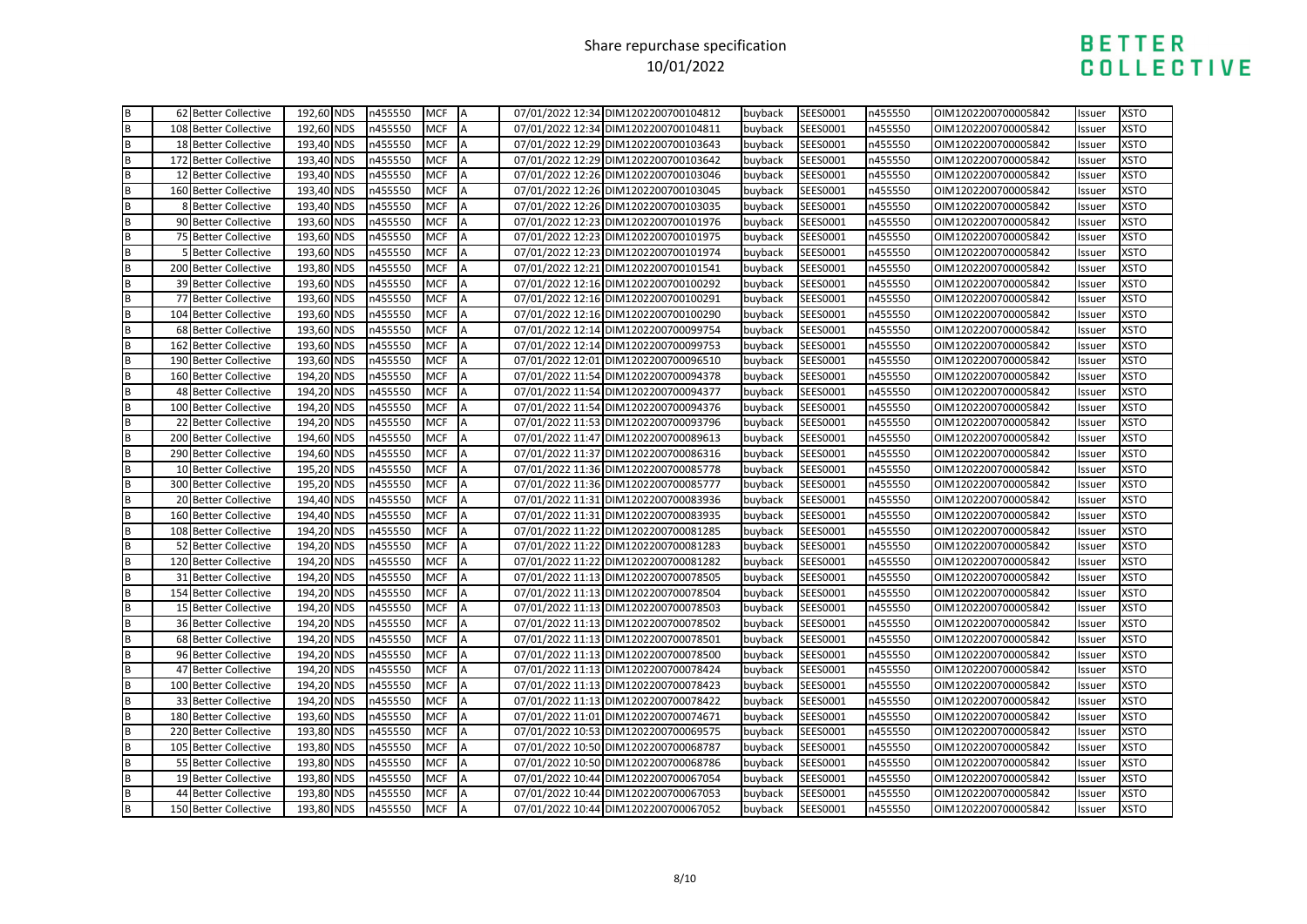# Share repurchase specification
10/01/2022

BETTER COLLECTIVE

| | | | | | | | | | | | | | | | |
|---|---|---|---|---|---|---|---|---|---|---|---|---|---|---|---|
| B | 62 | Better Collective | 192,60 | NDS | n455550 | MCF | A | 07/01/2022 12:34 | DIM1202200700104812 | buyback | SEES0001 | n455550 | OIM1202200700005842 | Issuer | XSTO |
| B | 108 | Better Collective | 192,60 | NDS | n455550 | MCF | A | 07/01/2022 12:34 | DIM1202200700104811 | buyback | SEES0001 | n455550 | OIM1202200700005842 | Issuer | XSTO |
| B | 18 | Better Collective | 193,40 | NDS | n455550 | MCF | A | 07/01/2022 12:29 | DIM1202200700103643 | buyback | SEES0001 | n455550 | OIM1202200700005842 | Issuer | XSTO |
| B | 172 | Better Collective | 193,40 | NDS | n455550 | MCF | A | 07/01/2022 12:29 | DIM1202200700103642 | buyback | SEES0001 | n455550 | OIM1202200700005842 | Issuer | XSTO |
| B | 12 | Better Collective | 193,40 | NDS | n455550 | MCF | A | 07/01/2022 12:26 | DIM1202200700103046 | buyback | SEES0001 | n455550 | OIM1202200700005842 | Issuer | XSTO |
| B | 160 | Better Collective | 193,40 | NDS | n455550 | MCF | A | 07/01/2022 12:26 | DIM1202200700103045 | buyback | SEES0001 | n455550 | OIM1202200700005842 | Issuer | XSTO |
| B | 8 | Better Collective | 193,40 | NDS | n455550 | MCF | A | 07/01/2022 12:26 | DIM1202200700103035 | buyback | SEES0001 | n455550 | OIM1202200700005842 | Issuer | XSTO |
| B | 90 | Better Collective | 193,60 | NDS | n455550 | MCF | A | 07/01/2022 12:23 | DIM1202200700101976 | buyback | SEES0001 | n455550 | OIM1202200700005842 | Issuer | XSTO |
| B | 75 | Better Collective | 193,60 | NDS | n455550 | MCF | A | 07/01/2022 12:23 | DIM1202200700101975 | buyback | SEES0001 | n455550 | OIM1202200700005842 | Issuer | XSTO |
| B | 5 | Better Collective | 193,60 | NDS | n455550 | MCF | A | 07/01/2022 12:23 | DIM1202200700101974 | buyback | SEES0001 | n455550 | OIM1202200700005842 | Issuer | XSTO |
| B | 200 | Better Collective | 193,80 | NDS | n455550 | MCF | A | 07/01/2022 12:21 | DIM1202200700101541 | buyback | SEES0001 | n455550 | OIM1202200700005842 | Issuer | XSTO |
| B | 39 | Better Collective | 193,60 | NDS | n455550 | MCF | A | 07/01/2022 12:16 | DIM1202200700100292 | buyback | SEES0001 | n455550 | OIM1202200700005842 | Issuer | XSTO |
| B | 77 | Better Collective | 193,60 | NDS | n455550 | MCF | A | 07/01/2022 12:16 | DIM1202200700100291 | buyback | SEES0001 | n455550 | OIM1202200700005842 | Issuer | XSTO |
| B | 104 | Better Collective | 193,60 | NDS | n455550 | MCF | A | 07/01/2022 12:16 | DIM1202200700100290 | buyback | SEES0001 | n455550 | OIM1202200700005842 | Issuer | XSTO |
| B | 68 | Better Collective | 193,60 | NDS | n455550 | MCF | A | 07/01/2022 12:14 | DIM1202200700099754 | buyback | SEES0001 | n455550 | OIM1202200700005842 | Issuer | XSTO |
| B | 162 | Better Collective | 193,60 | NDS | n455550 | MCF | A | 07/01/2022 12:14 | DIM1202200700099753 | buyback | SEES0001 | n455550 | OIM1202200700005842 | Issuer | XSTO |
| B | 190 | Better Collective | 193,60 | NDS | n455550 | MCF | A | 07/01/2022 12:01 | DIM1202200700096510 | buyback | SEES0001 | n455550 | OIM1202200700005842 | Issuer | XSTO |
| B | 160 | Better Collective | 194,20 | NDS | n455550 | MCF | A | 07/01/2022 11:54 | DIM1202200700094378 | buyback | SEES0001 | n455550 | OIM1202200700005842 | Issuer | XSTO |
| B | 48 | Better Collective | 194,20 | NDS | n455550 | MCF | A | 07/01/2022 11:54 | DIM1202200700094377 | buyback | SEES0001 | n455550 | OIM1202200700005842 | Issuer | XSTO |
| B | 100 | Better Collective | 194,20 | NDS | n455550 | MCF | A | 07/01/2022 11:54 | DIM1202200700094376 | buyback | SEES0001 | n455550 | OIM1202200700005842 | Issuer | XSTO |
| B | 22 | Better Collective | 194,20 | NDS | n455550 | MCF | A | 07/01/2022 11:53 | DIM1202200700093796 | buyback | SEES0001 | n455550 | OIM1202200700005842 | Issuer | XSTO |
| B | 200 | Better Collective | 194,60 | NDS | n455550 | MCF | A | 07/01/2022 11:47 | DIM1202200700089613 | buyback | SEES0001 | n455550 | OIM1202200700005842 | Issuer | XSTO |
| B | 290 | Better Collective | 194,60 | NDS | n455550 | MCF | A | 07/01/2022 11:37 | DIM1202200700086316 | buyback | SEES0001 | n455550 | OIM1202200700005842 | Issuer | XSTO |
| B | 10 | Better Collective | 195,20 | NDS | n455550 | MCF | A | 07/01/2022 11:36 | DIM1202200700085778 | buyback | SEES0001 | n455550 | OIM1202200700005842 | Issuer | XSTO |
| B | 300 | Better Collective | 195,20 | NDS | n455550 | MCF | A | 07/01/2022 11:36 | DIM1202200700085777 | buyback | SEES0001 | n455550 | OIM1202200700005842 | Issuer | XSTO |
| B | 20 | Better Collective | 194,40 | NDS | n455550 | MCF | A | 07/01/2022 11:31 | DIM1202200700083936 | buyback | SEES0001 | n455550 | OIM1202200700005842 | Issuer | XSTO |
| B | 160 | Better Collective | 194,40 | NDS | n455550 | MCF | A | 07/01/2022 11:31 | DIM1202200700083935 | buyback | SEES0001 | n455550 | OIM1202200700005842 | Issuer | XSTO |
| B | 108 | Better Collective | 194,20 | NDS | n455550 | MCF | A | 07/01/2022 11:22 | DIM1202200700081285 | buyback | SEES0001 | n455550 | OIM1202200700005842 | Issuer | XSTO |
| B | 52 | Better Collective | 194,20 | NDS | n455550 | MCF | A | 07/01/2022 11:22 | DIM1202200700081283 | buyback | SEES0001 | n455550 | OIM1202200700005842 | Issuer | XSTO |
| B | 120 | Better Collective | 194,20 | NDS | n455550 | MCF | A | 07/01/2022 11:22 | DIM1202200700081282 | buyback | SEES0001 | n455550 | OIM1202200700005842 | Issuer | XSTO |
| B | 31 | Better Collective | 194,20 | NDS | n455550 | MCF | A | 07/01/2022 11:13 | DIM1202200700078505 | buyback | SEES0001 | n455550 | OIM1202200700005842 | Issuer | XSTO |
| B | 154 | Better Collective | 194,20 | NDS | n455550 | MCF | A | 07/01/2022 11:13 | DIM1202200700078504 | buyback | SEES0001 | n455550 | OIM1202200700005842 | Issuer | XSTO |
| B | 15 | Better Collective | 194,20 | NDS | n455550 | MCF | A | 07/01/2022 11:13 | DIM1202200700078503 | buyback | SEES0001 | n455550 | OIM1202200700005842 | Issuer | XSTO |
| B | 36 | Better Collective | 194,20 | NDS | n455550 | MCF | A | 07/01/2022 11:13 | DIM1202200700078502 | buyback | SEES0001 | n455550 | OIM1202200700005842 | Issuer | XSTO |
| B | 68 | Better Collective | 194,20 | NDS | n455550 | MCF | A | 07/01/2022 11:13 | DIM1202200700078501 | buyback | SEES0001 | n455550 | OIM1202200700005842 | Issuer | XSTO |
| B | 96 | Better Collective | 194,20 | NDS | n455550 | MCF | A | 07/01/2022 11:13 | DIM1202200700078500 | buyback | SEES0001 | n455550 | OIM1202200700005842 | Issuer | XSTO |
| B | 47 | Better Collective | 194,20 | NDS | n455550 | MCF | A | 07/01/2022 11:13 | DIM1202200700078424 | buyback | SEES0001 | n455550 | OIM1202200700005842 | Issuer | XSTO |
| B | 100 | Better Collective | 194,20 | NDS | n455550 | MCF | A | 07/01/2022 11:13 | DIM1202200700078423 | buyback | SEES0001 | n455550 | OIM1202200700005842 | Issuer | XSTO |
| B | 33 | Better Collective | 194,20 | NDS | n455550 | MCF | A | 07/01/2022 11:13 | DIM1202200700078422 | buyback | SEES0001 | n455550 | OIM1202200700005842 | Issuer | XSTO |
| B | 180 | Better Collective | 193,60 | NDS | n455550 | MCF | A | 07/01/2022 11:01 | DIM1202200700074671 | buyback | SEES0001 | n455550 | OIM1202200700005842 | Issuer | XSTO |
| B | 220 | Better Collective | 193,80 | NDS | n455550 | MCF | A | 07/01/2022 10:53 | DIM1202200700069575 | buyback | SEES0001 | n455550 | OIM1202200700005842 | Issuer | XSTO |
| B | 105 | Better Collective | 193,80 | NDS | n455550 | MCF | A | 07/01/2022 10:50 | DIM1202200700068787 | buyback | SEES0001 | n455550 | OIM1202200700005842 | Issuer | XSTO |
| B | 55 | Better Collective | 193,80 | NDS | n455550 | MCF | A | 07/01/2022 10:50 | DIM1202200700068786 | buyback | SEES0001 | n455550 | OIM1202200700005842 | Issuer | XSTO |
| B | 19 | Better Collective | 193,80 | NDS | n455550 | MCF | A | 07/01/2022 10:44 | DIM1202200700067054 | buyback | SEES0001 | n455550 | OIM1202200700005842 | Issuer | XSTO |
| B | 44 | Better Collective | 193,80 | NDS | n455550 | MCF | A | 07/01/2022 10:44 | DIM1202200700067053 | buyback | SEES0001 | n455550 | OIM1202200700005842 | Issuer | XSTO |
| B | 150 | Better Collective | 193,80 | NDS | n455550 | MCF | A | 07/01/2022 10:44 | DIM1202200700067052 | buyback | SEES0001 | n455550 | OIM1202200700005842 | Issuer | XSTO |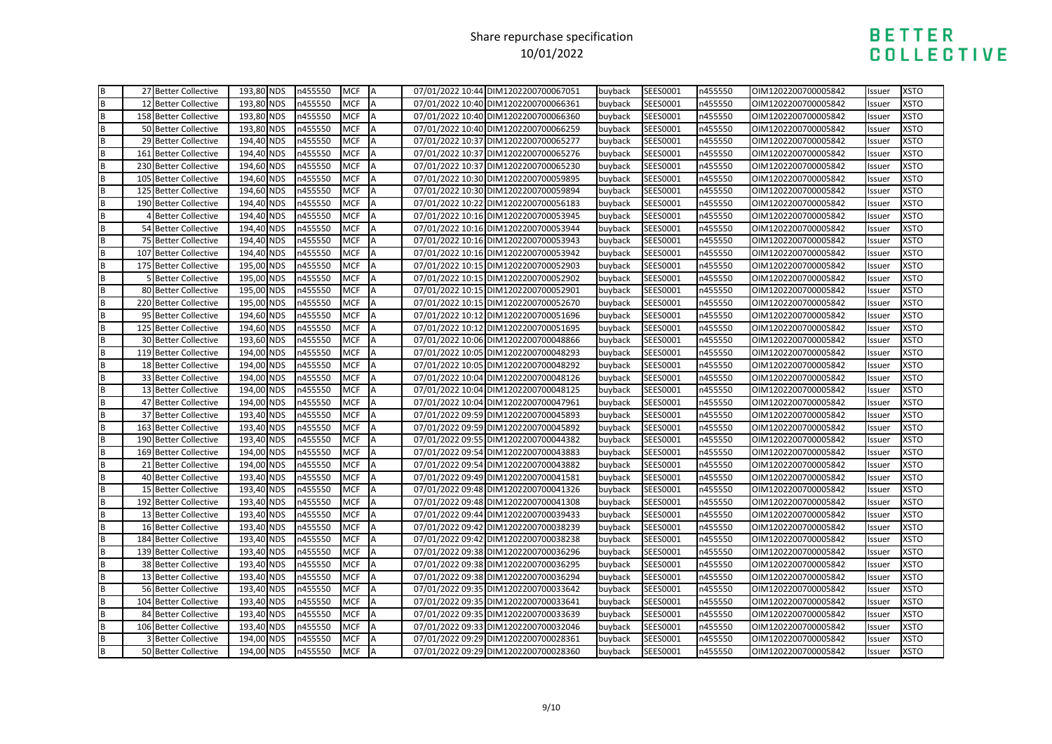# Share repurchase specification

10/01/2022

| | | | | | | | | | | | | | | | |
|---|---|---|---|---|---|---|---|---|---|---|---|---|---|---|---|
| B | 27 | Better Collective | 193,80 | NDS | n455550 | MCF | A | 07/01/2022 10:44 | DIM1202200700067051 | buyback | SEES0001 | n455550 | OIM1202200700005842 | Issuer | XSTO |
| B | 12 | Better Collective | 193,80 | NDS | n455550 | MCF | A | 07/01/2022 10:40 | DIM1202200700066361 | buyback | SEES0001 | n455550 | OIM1202200700005842 | Issuer | XSTO |
| B | 158 | Better Collective | 193,80 | NDS | n455550 | MCF | A | 07/01/2022 10:40 | DIM1202200700066360 | buyback | SEES0001 | n455550 | OIM1202200700005842 | Issuer | XSTO |
| B | 50 | Better Collective | 193,80 | NDS | n455550 | MCF | A | 07/01/2022 10:40 | DIM1202200700066259 | buyback | SEES0001 | n455550 | OIM1202200700005842 | Issuer | XSTO |
| B | 29 | Better Collective | 194,40 | NDS | n455550 | MCF | A | 07/01/2022 10:37 | DIM1202200700065277 | buyback | SEES0001 | n455550 | OIM1202200700005842 | Issuer | XSTO |
| B | 161 | Better Collective | 194,40 | NDS | n455550 | MCF | A | 07/01/2022 10:37 | DIM1202200700065276 | buyback | SEES0001 | n455550 | OIM1202200700005842 | Issuer | XSTO |
| B | 230 | Better Collective | 194,60 | NDS | n455550 | MCF | A | 07/01/2022 10:37 | DIM1202200700065230 | buyback | SEES0001 | n455550 | OIM1202200700005842 | Issuer | XSTO |
| B | 105 | Better Collective | 194,60 | NDS | n455550 | MCF | A | 07/01/2022 10:30 | DIM1202200700059895 | buyback | SEES0001 | n455550 | OIM1202200700005842 | Issuer | XSTO |
| B | 125 | Better Collective | 194,60 | NDS | n455550 | MCF | A | 07/01/2022 10:30 | DIM1202200700059894 | buyback | SEES0001 | n455550 | OIM1202200700005842 | Issuer | XSTO |
| B | 190 | Better Collective | 194,40 | NDS | n455550 | MCF | A | 07/01/2022 10:22 | DIM1202200700056183 | buyback | SEES0001 | n455550 | OIM1202200700005842 | Issuer | XSTO |
| B | 4 | Better Collective | 194,40 | NDS | n455550 | MCF | A | 07/01/2022 10:16 | DIM1202200700053945 | buyback | SEES0001 | n455550 | OIM1202200700005842 | Issuer | XSTO |
| B | 54 | Better Collective | 194,40 | NDS | n455550 | MCF | A | 07/01/2022 10:16 | DIM1202200700053944 | buyback | SEES0001 | n455550 | OIM1202200700005842 | Issuer | XSTO |
| B | 75 | Better Collective | 194,40 | NDS | n455550 | MCF | A | 07/01/2022 10:16 | DIM1202200700053943 | buyback | SEES0001 | n455550 | OIM1202200700005842 | Issuer | XSTO |
| B | 107 | Better Collective | 194,40 | NDS | n455550 | MCF | A | 07/01/2022 10:16 | DIM1202200700053942 | buyback | SEES0001 | n455550 | OIM1202200700005842 | Issuer | XSTO |
| B | 175 | Better Collective | 195,00 | NDS | n455550 | MCF | A | 07/01/2022 10:15 | DIM1202200700052903 | buyback | SEES0001 | n455550 | OIM1202200700005842 | Issuer | XSTO |
| B | 5 | Better Collective | 195,00 | NDS | n455550 | MCF | A | 07/01/2022 10:15 | DIM1202200700052902 | buyback | SEES0001 | n455550 | OIM1202200700005842 | Issuer | XSTO |
| B | 80 | Better Collective | 195,00 | NDS | n455550 | MCF | A | 07/01/2022 10:15 | DIM1202200700052901 | buyback | SEES0001 | n455550 | OIM1202200700005842 | Issuer | XSTO |
| B | 220 | Better Collective | 195,00 | NDS | n455550 | MCF | A | 07/01/2022 10:15 | DIM1202200700052670 | buyback | SEES0001 | n455550 | OIM1202200700005842 | Issuer | XSTO |
| B | 95 | Better Collective | 194,60 | NDS | n455550 | MCF | A | 07/01/2022 10:12 | DIM1202200700051696 | buyback | SEES0001 | n455550 | OIM1202200700005842 | Issuer | XSTO |
| B | 125 | Better Collective | 194,60 | NDS | n455550 | MCF | A | 07/01/2022 10:12 | DIM1202200700051695 | buyback | SEES0001 | n455550 | OIM1202200700005842 | Issuer | XSTO |
| B | 30 | Better Collective | 193,60 | NDS | n455550 | MCF | A | 07/01/2022 10:06 | DIM1202200700048866 | buyback | SEES0001 | n455550 | OIM1202200700005842 | Issuer | XSTO |
| B | 119 | Better Collective | 194,00 | NDS | n455550 | MCF | A | 07/01/2022 10:05 | DIM1202200700048293 | buyback | SEES0001 | n455550 | OIM1202200700005842 | Issuer | XSTO |
| B | 18 | Better Collective | 194,00 | NDS | n455550 | MCF | A | 07/01/2022 10:05 | DIM1202200700048292 | buyback | SEES0001 | n455550 | OIM1202200700005842 | Issuer | XSTO |
| B | 33 | Better Collective | 194,00 | NDS | n455550 | MCF | A | 07/01/2022 10:04 | DIM1202200700048126 | buyback | SEES0001 | n455550 | OIM1202200700005842 | Issuer | XSTO |
| B | 13 | Better Collective | 194,00 | NDS | n455550 | MCF | A | 07/01/2022 10:04 | DIM1202200700048125 | buyback | SEES0001 | n455550 | OIM1202200700005842 | Issuer | XSTO |
| B | 47 | Better Collective | 194,00 | NDS | n455550 | MCF | A | 07/01/2022 10:04 | DIM1202200700047961 | buyback | SEES0001 | n455550 | OIM1202200700005842 | Issuer | XSTO |
| B | 37 | Better Collective | 193,40 | NDS | n455550 | MCF | A | 07/01/2022 09:59 | DIM1202200700045893 | buyback | SEES0001 | n455550 | OIM1202200700005842 | Issuer | XSTO |
| B | 163 | Better Collective | 193,40 | NDS | n455550 | MCF | A | 07/01/2022 09:59 | DIM1202200700045892 | buyback | SEES0001 | n455550 | OIM1202200700005842 | Issuer | XSTO |
| B | 190 | Better Collective | 193,40 | NDS | n455550 | MCF | A | 07/01/2022 09:55 | DIM1202200700044382 | buyback | SEES0001 | n455550 | OIM1202200700005842 | Issuer | XSTO |
| B | 169 | Better Collective | 194,00 | NDS | n455550 | MCF | A | 07/01/2022 09:54 | DIM1202200700043883 | buyback | SEES0001 | n455550 | OIM1202200700005842 | Issuer | XSTO |
| B | 21 | Better Collective | 194,00 | NDS | n455550 | MCF | A | 07/01/2022 09:54 | DIM1202200700043882 | buyback | SEES0001 | n455550 | OIM1202200700005842 | Issuer | XSTO |
| B | 40 | Better Collective | 193,40 | NDS | n455550 | MCF | A | 07/01/2022 09:49 | DIM1202200700041581 | buyback | SEES0001 | n455550 | OIM1202200700005842 | Issuer | XSTO |
| B | 15 | Better Collective | 193,40 | NDS | n455550 | MCF | A | 07/01/2022 09:48 | DIM1202200700041326 | buyback | SEES0001 | n455550 | OIM1202200700005842 | Issuer | XSTO |
| B | 192 | Better Collective | 193,40 | NDS | n455550 | MCF | A | 07/01/2022 09:48 | DIM1202200700041308 | buyback | SEES0001 | n455550 | OIM1202200700005842 | Issuer | XSTO |
| B | 13 | Better Collective | 193,40 | NDS | n455550 | MCF | A | 07/01/2022 09:44 | DIM1202200700039433 | buyback | SEES0001 | n455550 | OIM1202200700005842 | Issuer | XSTO |
| B | 16 | Better Collective | 193,40 | NDS | n455550 | MCF | A | 07/01/2022 09:42 | DIM1202200700038239 | buyback | SEES0001 | n455550 | OIM1202200700005842 | Issuer | XSTO |
| B | 184 | Better Collective | 193,40 | NDS | n455550 | MCF | A | 07/01/2022 09:42 | DIM1202200700038238 | buyback | SEES0001 | n455550 | OIM1202200700005842 | Issuer | XSTO |
| B | 139 | Better Collective | 193,40 | NDS | n455550 | MCF | A | 07/01/2022 09:38 | DIM1202200700036296 | buyback | SEES0001 | n455550 | OIM1202200700005842 | Issuer | XSTO |
| B | 38 | Better Collective | 193,40 | NDS | n455550 | MCF | A | 07/01/2022 09:38 | DIM1202200700036295 | buyback | SEES0001 | n455550 | OIM1202200700005842 | Issuer | XSTO |
| B | 13 | Better Collective | 193,40 | NDS | n455550 | MCF | A | 07/01/2022 09:38 | DIM1202200700036294 | buyback | SEES0001 | n455550 | OIM1202200700005842 | Issuer | XSTO |
| B | 56 | Better Collective | 193,40 | NDS | n455550 | MCF | A | 07/01/2022 09:35 | DIM1202200700033642 | buyback | SEES0001 | n455550 | OIM1202200700005842 | Issuer | XSTO |
| B | 104 | Better Collective | 193,40 | NDS | n455550 | MCF | A | 07/01/2022 09:35 | DIM1202200700033641 | buyback | SEES0001 | n455550 | OIM1202200700005842 | Issuer | XSTO |
| B | 84 | Better Collective | 193,40 | NDS | n455550 | MCF | A | 07/01/2022 09:35 | DIM1202200700033639 | buyback | SEES0001 | n455550 | OIM1202200700005842 | Issuer | XSTO |
| B | 106 | Better Collective | 193,40 | NDS | n455550 | MCF | A | 07/01/2022 09:33 | DIM1202200700032046 | buyback | SEES0001 | n455550 | OIM1202200700005842 | Issuer | XSTO |
| B | 3 | Better Collective | 194,00 | NDS | n455550 | MCF | A | 07/01/2022 09:29 | DIM1202200700028361 | buyback | SEES0001 | n455550 | OIM1202200700005842 | Issuer | XSTO |
| B | 50 | Better Collective | 194,00 | NDS | n455550 | MCF | A | 07/01/2022 09:29 | DIM1202200700028360 | buyback | SEES0001 | n455550 | OIM1202200700005842 | Issuer | XSTO |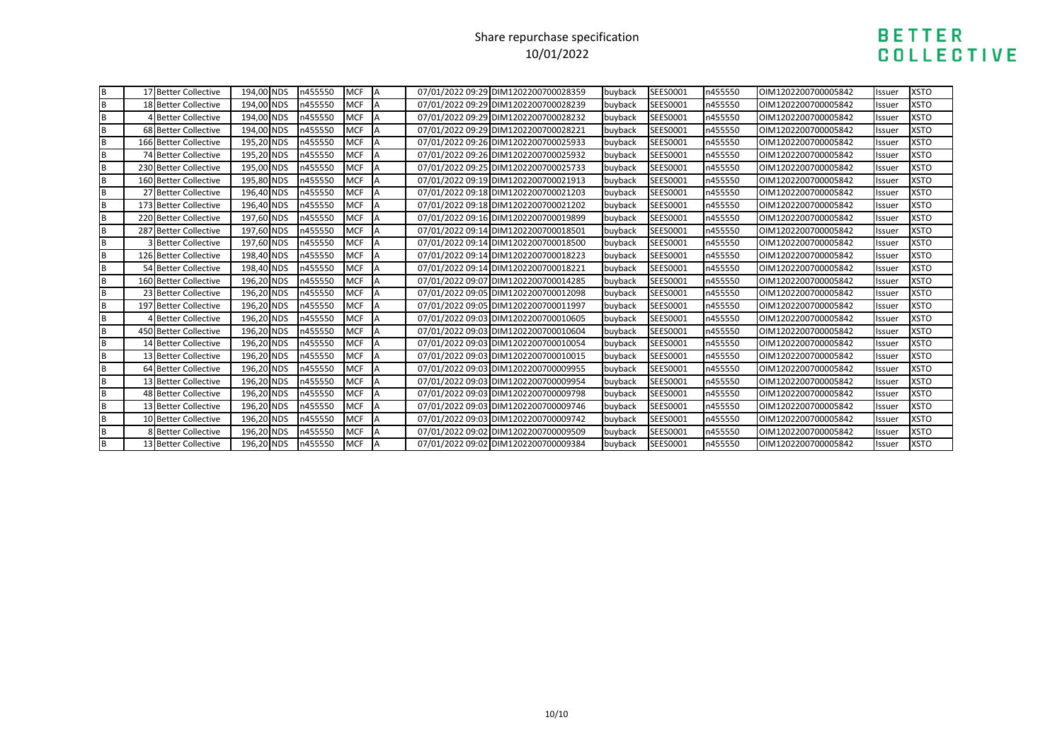# Share repurchase specification

10/01/2022

BETTER COLLECTIVE

| | | | | | | | | | | | | | | | | |
|---|---|---|---|---|---|---|---|---|---|---|---|---|---|---|---|---|
| B | 17 | Better Collective | 194,00 | NDS | n455550 | MCF | A | 07/01/2022 09:29 | DIM1202200700028359 | buyback | SEES0001 | n455550 | OIM1202200700005842 | Issuer | XSTO |
| B | 18 | Better Collective | 194,00 | NDS | n455550 | MCF | A | 07/01/2022 09:29 | DIM1202200700028239 | buyback | SEES0001 | n455550 | OIM1202200700005842 | Issuer | XSTO |
| B | 4 | Better Collective | 194,00 | NDS | n455550 | MCF | A | 07/01/2022 09:29 | DIM1202200700028232 | buyback | SEES0001 | n455550 | OIM1202200700005842 | Issuer | XSTO |
| B | 68 | Better Collective | 194,00 | NDS | n455550 | MCF | A | 07/01/2022 09:29 | DIM1202200700028221 | buyback | SEES0001 | n455550 | OIM1202200700005842 | Issuer | XSTO |
| B | 166 | Better Collective | 195,20 | NDS | n455550 | MCF | A | 07/01/2022 09:26 | DIM1202200700025933 | buyback | SEES0001 | n455550 | OIM1202200700005842 | Issuer | XSTO |
| B | 74 | Better Collective | 195,20 | NDS | n455550 | MCF | A | 07/01/2022 09:26 | DIM1202200700025932 | buyback | SEES0001 | n455550 | OIM1202200700005842 | Issuer | XSTO |
| B | 230 | Better Collective | 195,00 | NDS | n455550 | MCF | A | 07/01/2022 09:25 | DIM1202200700025733 | buyback | SEES0001 | n455550 | OIM1202200700005842 | Issuer | XSTO |
| B | 160 | Better Collective | 195,80 | NDS | n455550 | MCF | A | 07/01/2022 09:19 | DIM1202200700021913 | buyback | SEES0001 | n455550 | OIM1202200700005842 | Issuer | XSTO |
| B | 27 | Better Collective | 196,40 | NDS | n455550 | MCF | A | 07/01/2022 09:18 | DIM1202200700021203 | buyback | SEES0001 | n455550 | OIM1202200700005842 | Issuer | XSTO |
| B | 173 | Better Collective | 196,40 | NDS | n455550 | MCF | A | 07/01/2022 09:18 | DIM1202200700021202 | buyback | SEES0001 | n455550 | OIM1202200700005842 | Issuer | XSTO |
| B | 220 | Better Collective | 197,60 | NDS | n455550 | MCF | A | 07/01/2022 09:16 | DIM1202200700019899 | buyback | SEES0001 | n455550 | OIM1202200700005842 | Issuer | XSTO |
| B | 287 | Better Collective | 197,60 | NDS | n455550 | MCF | A | 07/01/2022 09:14 | DIM1202200700018501 | buyback | SEES0001 | n455550 | OIM1202200700005842 | Issuer | XSTO |
| B | 3 | Better Collective | 197,60 | NDS | n455550 | MCF | A | 07/01/2022 09:14 | DIM1202200700018500 | buyback | SEES0001 | n455550 | OIM1202200700005842 | Issuer | XSTO |
| B | 126 | Better Collective | 198,40 | NDS | n455550 | MCF | A | 07/01/2022 09:14 | DIM1202200700018223 | buyback | SEES0001 | n455550 | OIM1202200700005842 | Issuer | XSTO |
| B | 54 | Better Collective | 198,40 | NDS | n455550 | MCF | A | 07/01/2022 09:14 | DIM1202200700018221 | buyback | SEES0001 | n455550 | OIM1202200700005842 | Issuer | XSTO |
| B | 160 | Better Collective | 196,20 | NDS | n455550 | MCF | A | 07/01/2022 09:07 | DIM1202200700014285 | buyback | SEES0001 | n455550 | OIM1202200700005842 | Issuer | XSTO |
| B | 23 | Better Collective | 196,20 | NDS | n455550 | MCF | A | 07/01/2022 09:05 | DIM1202200700012098 | buyback | SEES0001 | n455550 | OIM1202200700005842 | Issuer | XSTO |
| B | 197 | Better Collective | 196,20 | NDS | n455550 | MCF | A | 07/01/2022 09:05 | DIM1202200700011997 | buyback | SEES0001 | n455550 | OIM1202200700005842 | Issuer | XSTO |
| B | 4 | Better Collective | 196,20 | NDS | n455550 | MCF | A | 07/01/2022 09:03 | DIM1202200700010605 | buyback | SEES0001 | n455550 | OIM1202200700005842 | Issuer | XSTO |
| B | 450 | Better Collective | 196,20 | NDS | n455550 | MCF | A | 07/01/2022 09:03 | DIM1202200700010604 | buyback | SEES0001 | n455550 | OIM1202200700005842 | Issuer | XSTO |
| B | 14 | Better Collective | 196,20 | NDS | n455550 | MCF | A | 07/01/2022 09:03 | DIM1202200700010054 | buyback | SEES0001 | n455550 | OIM1202200700005842 | Issuer | XSTO |
| B | 13 | Better Collective | 196,20 | NDS | n455550 | MCF | A | 07/01/2022 09:03 | DIM1202200700010015 | buyback | SEES0001 | n455550 | OIM1202200700005842 | Issuer | XSTO |
| B | 64 | Better Collective | 196,20 | NDS | n455550 | MCF | A | 07/01/2022 09:03 | DIM1202200700009955 | buyback | SEES0001 | n455550 | OIM1202200700005842 | Issuer | XSTO |
| B | 13 | Better Collective | 196,20 | NDS | n455550 | MCF | A | 07/01/2022 09:03 | DIM1202200700009954 | buyback | SEES0001 | n455550 | OIM1202200700005842 | Issuer | XSTO |
| B | 48 | Better Collective | 196,20 | NDS | n455550 | MCF | A | 07/01/2022 09:03 | DIM1202200700009798 | buyback | SEES0001 | n455550 | OIM1202200700005842 | Issuer | XSTO |
| B | 13 | Better Collective | 196,20 | NDS | n455550 | MCF | A | 07/01/2022 09:03 | DIM1202200700009746 | buyback | SEES0001 | n455550 | OIM1202200700005842 | Issuer | XSTO |
| B | 10 | Better Collective | 196,20 | NDS | n455550 | MCF | A | 07/01/2022 09:03 | DIM1202200700009742 | buyback | SEES0001 | n455550 | OIM1202200700005842 | Issuer | XSTO |
| B | 8 | Better Collective | 196,20 | NDS | n455550 | MCF | A | 07/01/2022 09:02 | DIM1202200700009509 | buyback | SEES0001 | n455550 | OIM1202200700005842 | Issuer | XSTO |
| B | 13 | Better Collective | 196,20 | NDS | n455550 | MCF | A | 07/01/2022 09:02 | DIM1202200700009384 | buyback | SEES0001 | n455550 | OIM1202200700005842 | Issuer | XSTO |